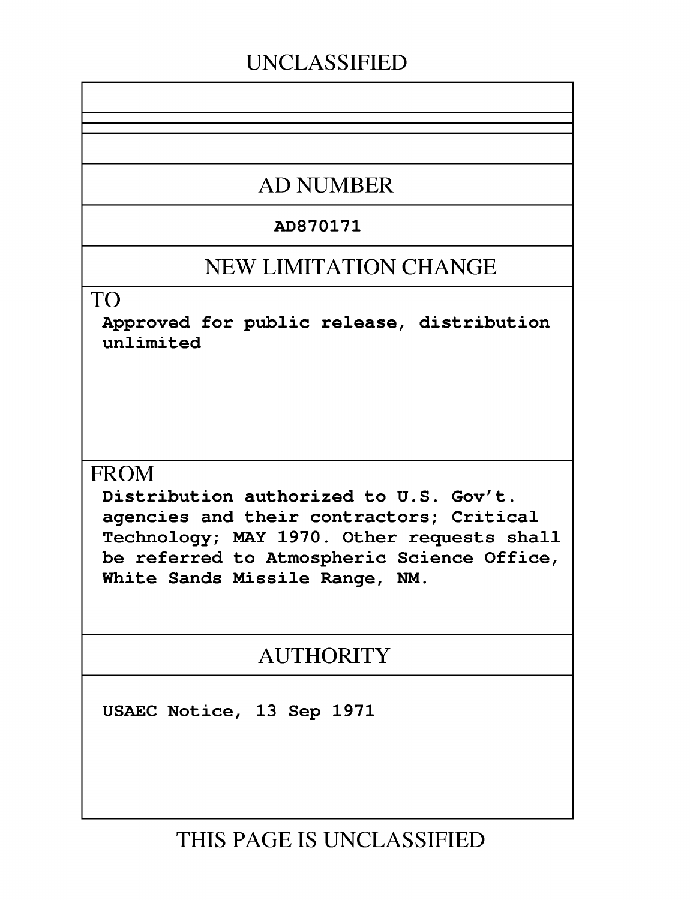UNCLASSIFIED

## AD NUMBER

**AD870171**

## NEW LIMITATION CHANGE

TO

**Approved for public release, distribution unlimited**

FROM

**Distribution authorized to U.S. Gov't. agencies and their contractors; Critical Technology; MAY 1970. Other requests shall be referred to Atmospheric Science Office, White Sands Missile Range, NM.**

## AUTHORITY

**USAEC Notice, 13 Sep 1971**

THIS PAGE IS UNCLASSIFIED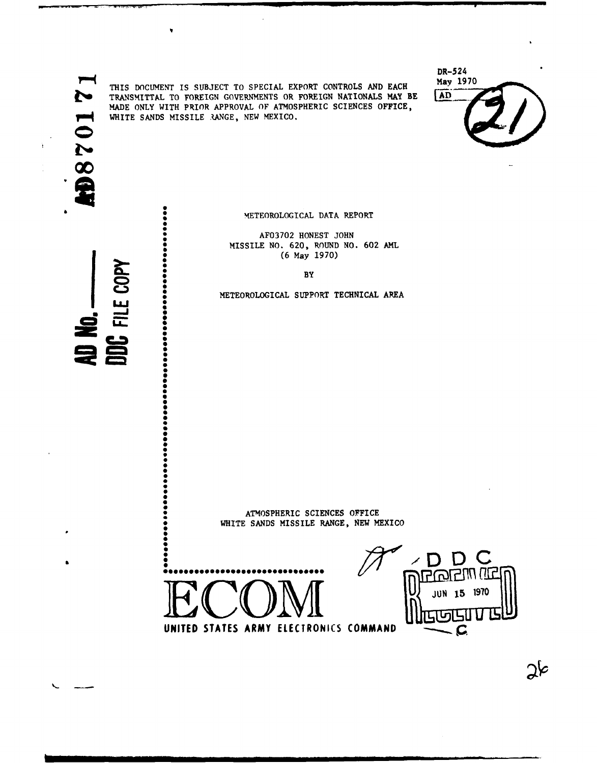AD870171

AD No. ———
DDC FILE COPY

DR-524
May 1970

AD

THIS DOCUMENT IS SUBJECT TO SPECIAL EXPORT CONTROLS AND EACH TRANSMITTAL TO FOREIGN GOVERNMENTS OR FOREIGN NATIONALS MAY BE MADE ONLY WITH PRIOR APPROVAL OF ATMOSPHERIC SCIENCES OFFICE, WHITE SANDS MISSILE RANGE, NEW MEXICO.

METEOROLOGICAL DATA REPORT

AF03702 HONEST JOHN
MISSILE NO. 620, ROUND NO. 602 AML
(6 May 1970)

BY

METEOROLOGICAL SUPPORT TECHNICAL AREA

ATMOSPHERIC SCIENCES OFFICE
WHITE SANDS MISSILE RANGE, NEW MEXICO

ECOM

UNITED STATES ARMY ELECTRONICS COMMAND

DDC
RECEIVED
JUN 15 1970
C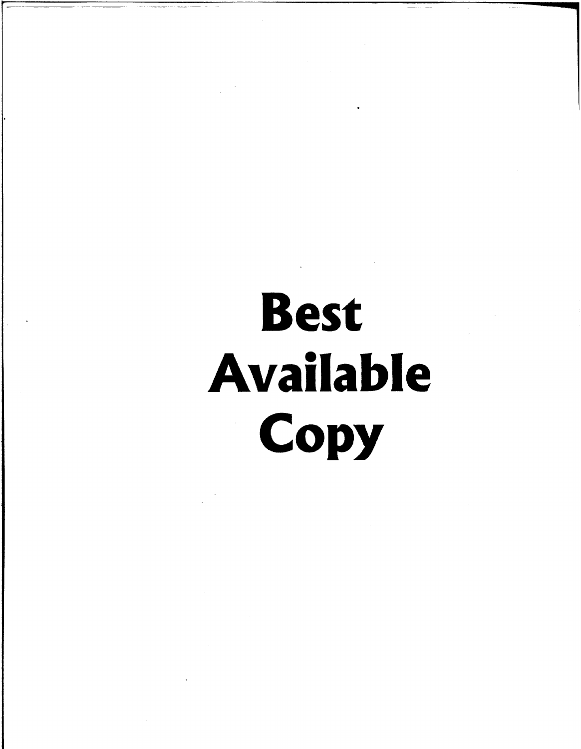**Best Available Copy**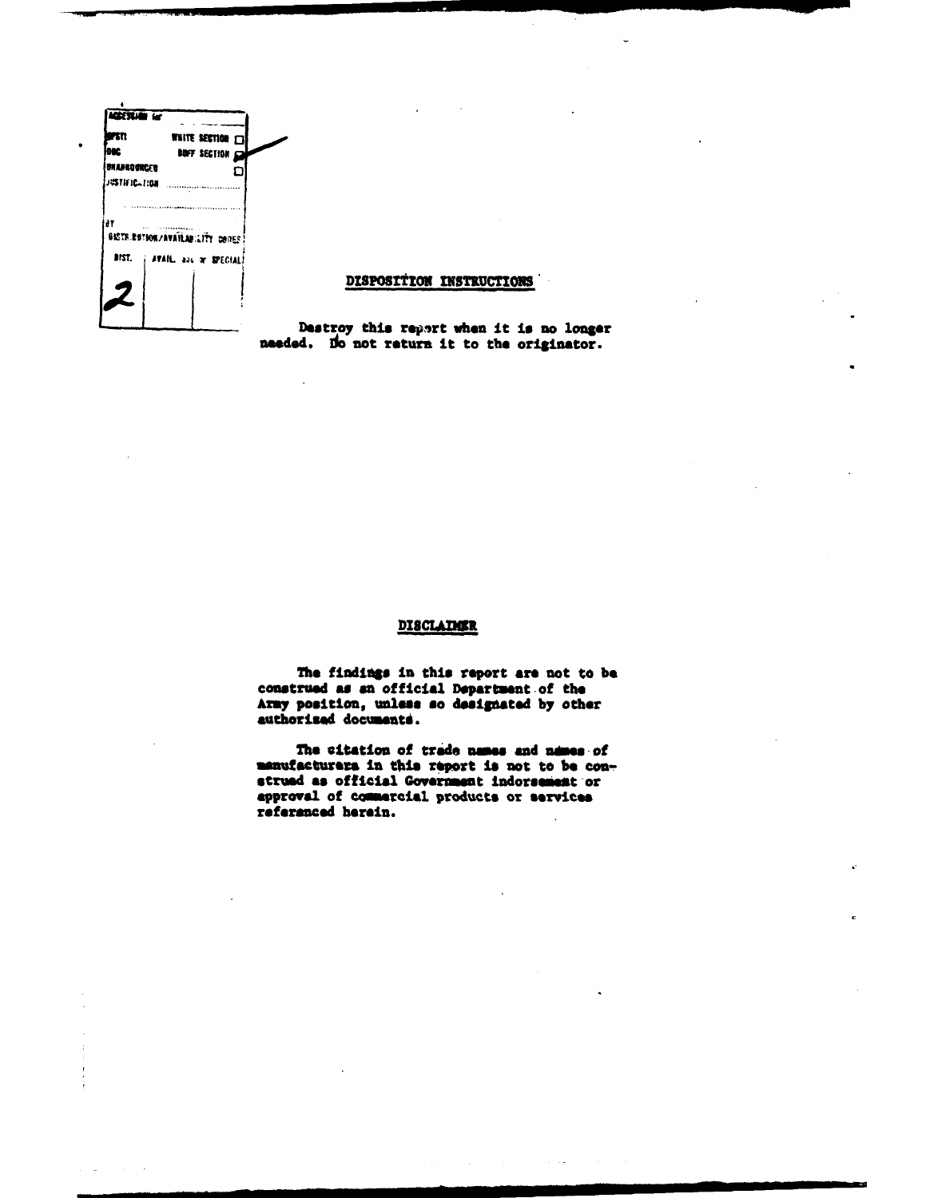| ACCESSION for | | |
|---|---|---|
| NTIS | WHITE SECTION ☐ | |
| DDC | BUFF SECTION ☑ | |
| UNANNOUNCED | ☐ | |
| JUSTIFICATION | | |
| BY | | |
| DISTRIBUTION/AVAILABILITY CODES | | |
| DIST. | AVAIL. and or SPECIAL | |
| 2 | | |

## DISPOSITION INSTRUCTIONS

Destroy this report when it is no longer needed. Do not return it to the originator.

## DISCLAIMER

The findings in this report are not to be construed as an official Department of the Army position, unless so designated by other authorized documents.

The citation of trade names and names of manufacturers in this report is not to be construed as official Government indorsement or approval of commercial products or services referenced herein.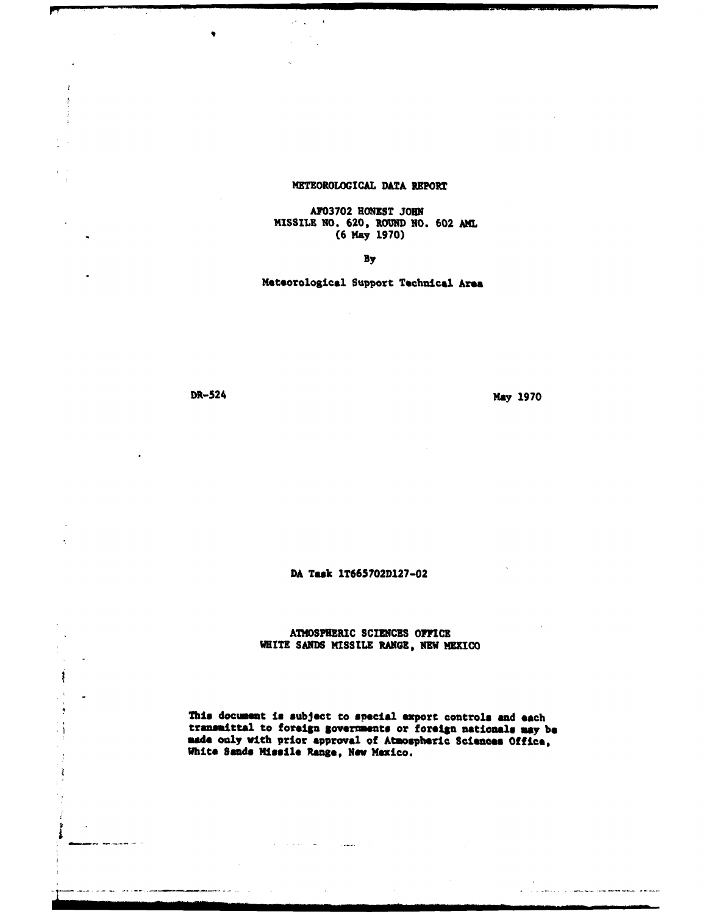# METEOROLOGICAL DATA REPORT

AF03702 HONEST JOHN
MISSILE NO. 620, ROUND NO. 602 AML
(6 May 1970)

By

Meteorological Support Technical Area

DR-524

May 1970

DA Task 1T665702D127-02

ATMOSPHERIC SCIENCES OFFICE
WHITE SANDS MISSILE RANGE, NEW MEXICO

**This document is subject to special export controls and each transmittal to foreign governments or foreign nationals may be made only with prior approval of Atmospheric Sciences Office, White Sands Missile Range, New Mexico.**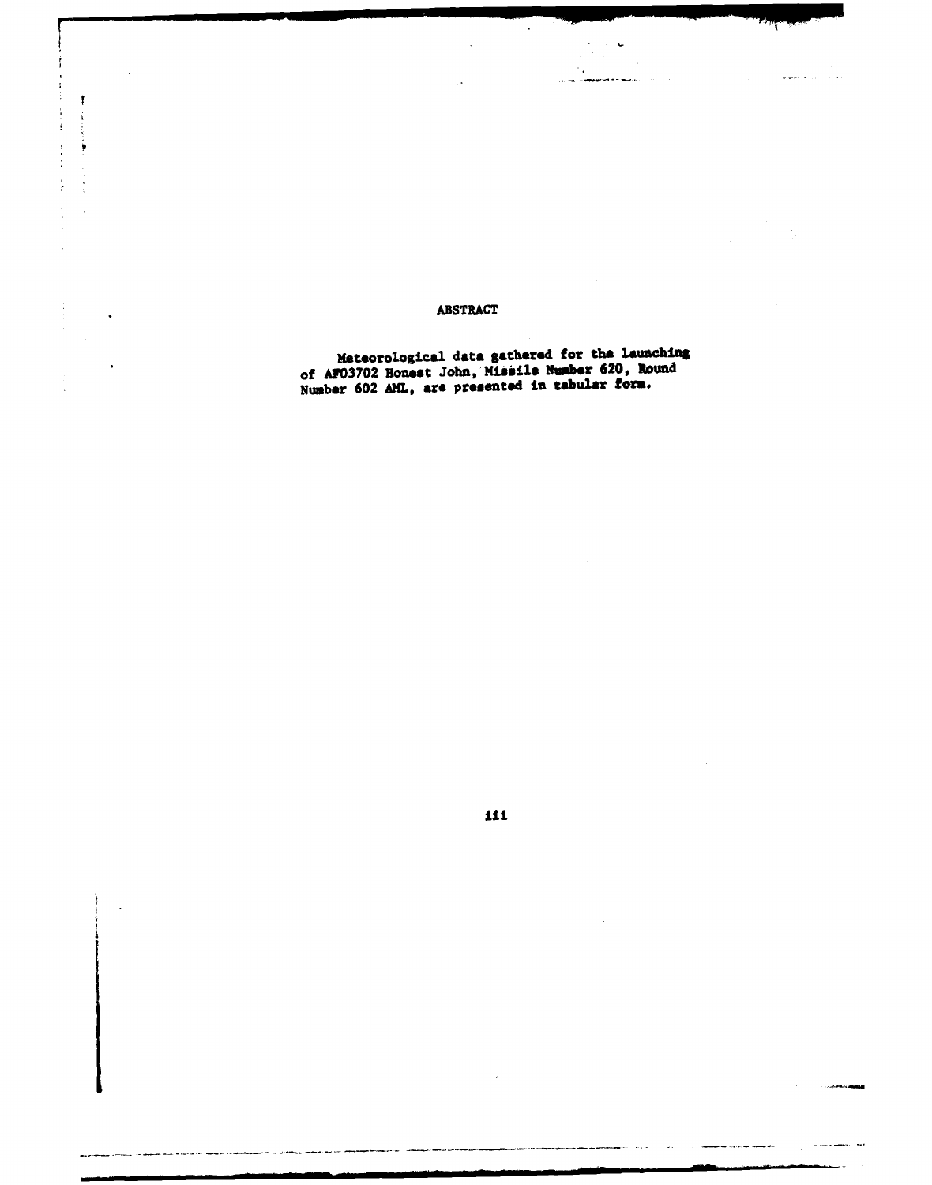# ABSTRACT

Meteorological data gathered for the launching of AF03702 Honest John, Missile Number 620, Round Number 602 AML, are presented in tabular form.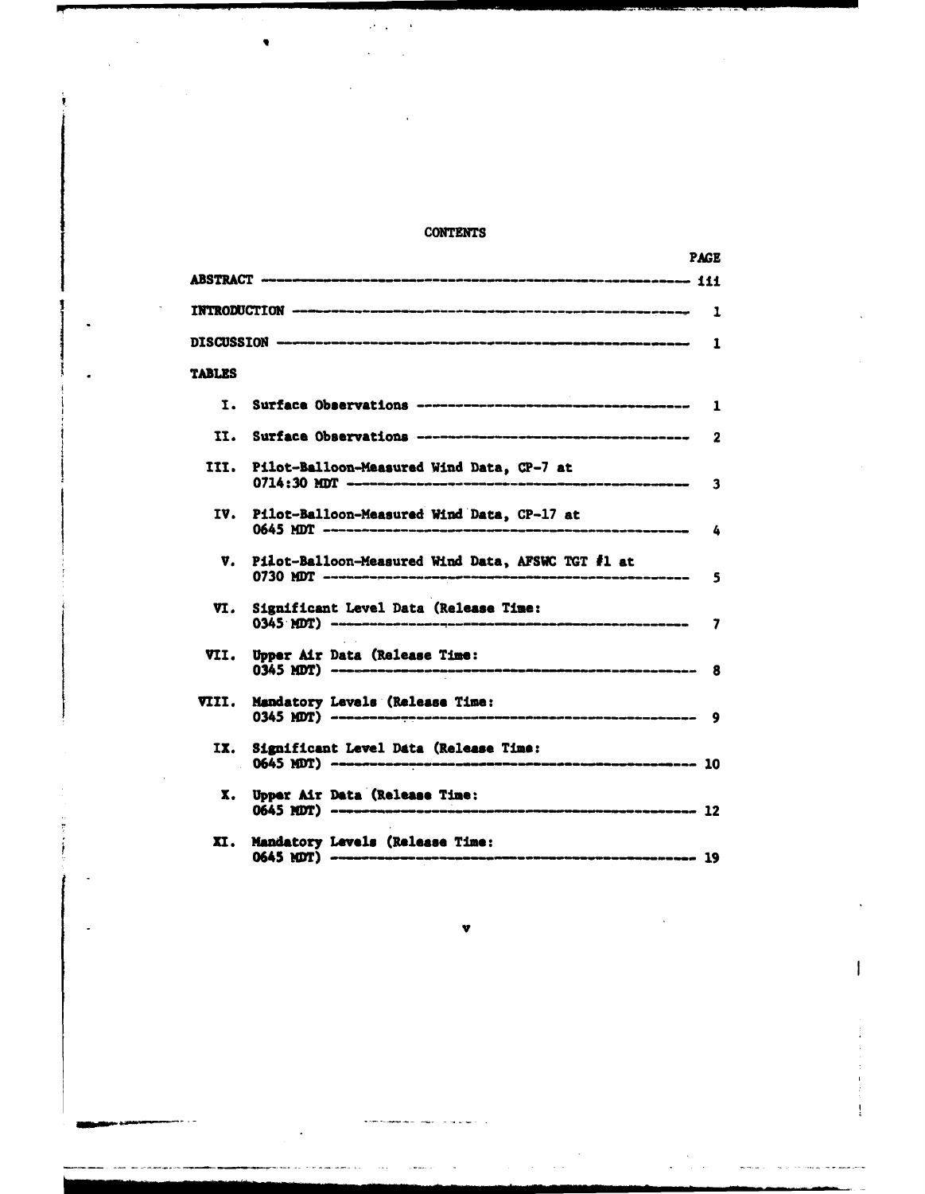# CONTENTS

| | PAGE |
|---|---|
| ABSTRACT | iii |
| INTRODUCTION | 1 |
| DISCUSSION | 1 |
| **TABLES** | |
| I. Surface Observations | 1 |
| II. Surface Observations | 2 |
| III. Pilot-Balloon-Measured Wind Data, CP-7 at 0714:30 MDT | 3 |
| IV. Pilot-Balloon-Measured Wind Data, CP-17 at 0645 MDT | 4 |
| V. Pilot-Balloon-Measured Wind Data, AFSWC TGT #1 at 0730 MDT | 5 |
| VI. Significant Level Data (Release Time: 0345 MDT) | 7 |
| VII. Upper Air Data (Release Time: 0345 MDT) | 8 |
| VIII. Mandatory Levels (Release Time: 0345 MDT) | 9 |
| IX. Significant Level Data (Release Time: 0645 MDT) | 10 |
| X. Upper Air Data (Release Time: 0645 MDT) | 12 |
| XI. Mandatory Levels (Release Time: 0645 MDT) | 19 |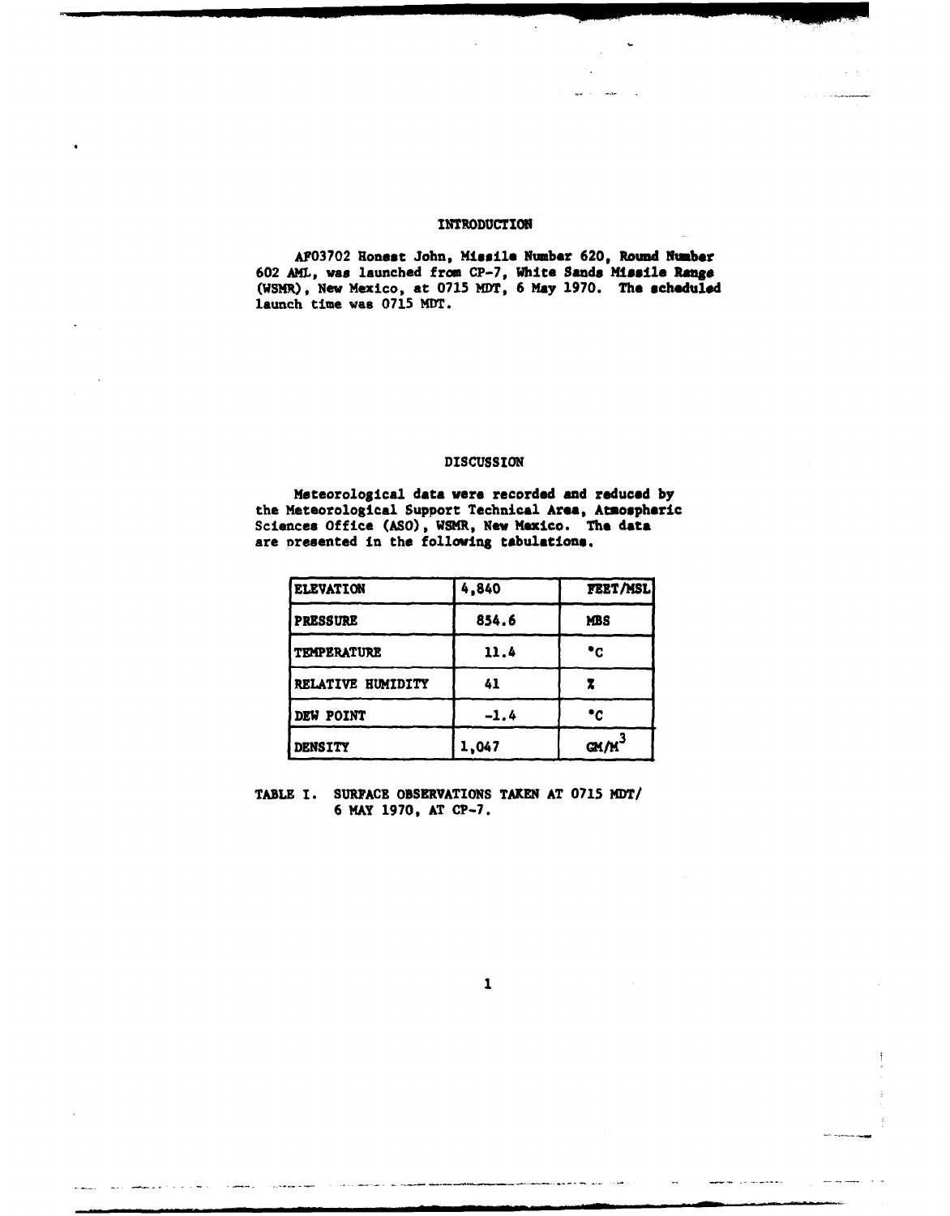## INTRODUCTION

AF03702 Honest John, Missile Number 620, Round Number 602 AML, was launched from CP-7, White Sands Missile Range (WSMR), New Mexico, at 0715 MDT, 6 May 1970. The scheduled launch time was 0715 MDT.

## DISCUSSION

Meteorological data were recorded and reduced by the Meteorological Support Technical Area, Atmospheric Sciences Office (ASO), WSMR, New Mexico. The data are presented in the following tabulations.

| ELEVATION | 4,840 | FEET/MSL |
|---|---|---|
| PRESSURE | 854.6 | MBS |
| TEMPERATURE | 11.4 | °C |
| RELATIVE HUMIDITY | 41 | % |
| DEW POINT | -1.4 | °C |
| DENSITY | 1,047 | $GM/M^3$ |

TABLE I. SURFACE OBSERVATIONS TAKEN AT 0715 MDT/ 6 MAY 1970, AT CP-7.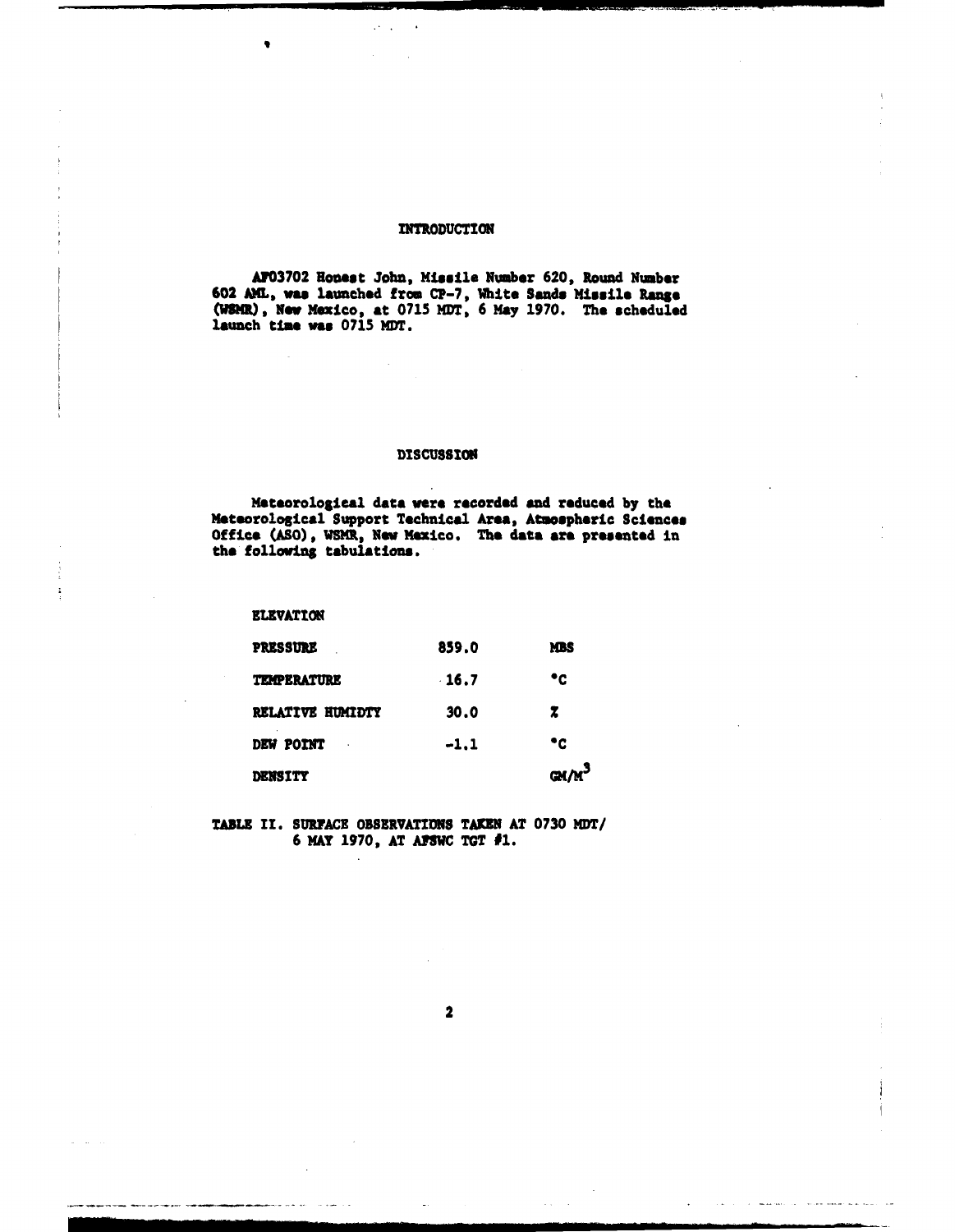# INTRODUCTION

AF03702 Honest John, Missile Number 620, Round Number 602 AML, was launched from CP-7, White Sands Missile Range (WSMR), New Mexico, at 0715 MDT, 6 May 1970. The scheduled launch time was 0715 MDT.

# DISCUSSION

Meteorological data were recorded and reduced by the Meteorological Support Technical Area, Atmospheric Sciences Office (ASO), WSMR, New Mexico. The data are presented in the following tabulations.

| ELEVATION | | |
|---|---|---|
| PRESSURE | 859.0 | MBS |
| TEMPERATURE | 16.7 | °C |
| RELATIVE HUMIDTY | 30.0 | % |
| DEW POINT | -1.1 | °C |
| DENSITY | | $GM/M^3$ |

TABLE II. SURFACE OBSERVATIONS TAKEN AT 0730 MDT/ 6 MAY 1970, AT AFSWC TGT #1.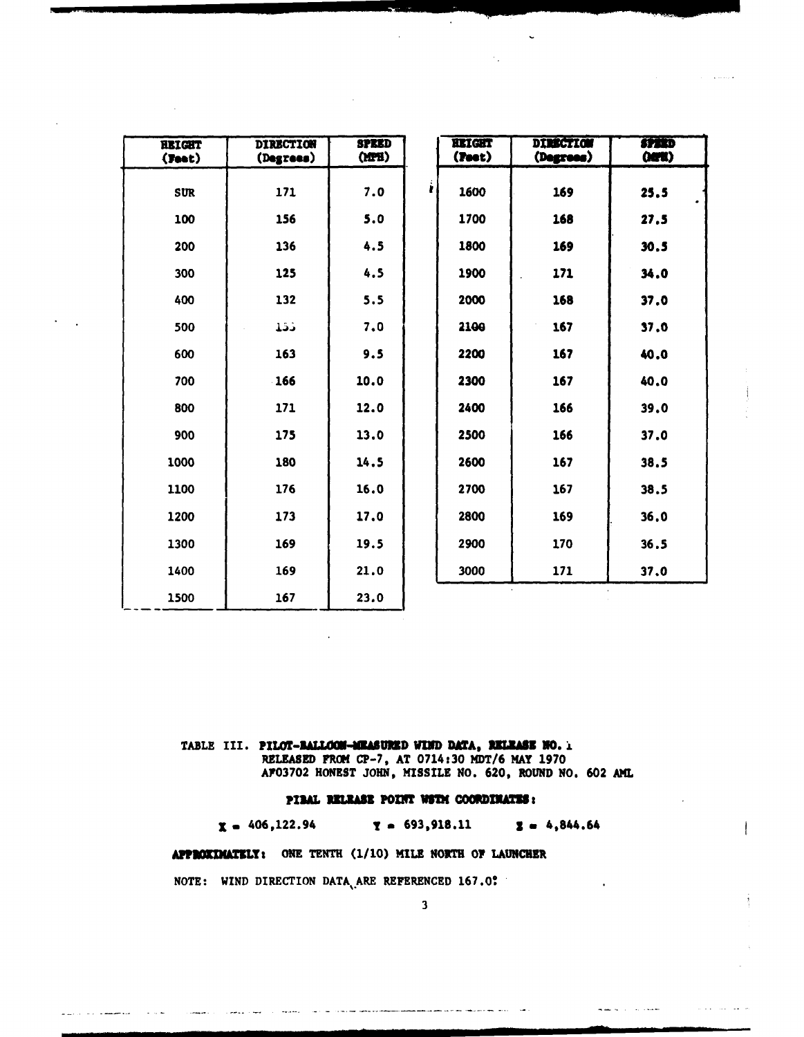| HEIGHT (Feet) | DIRECTION (Degrees) | SPEED (MPH) |
|---|---|---|
| SUR | 171 | 7.0 |
| 100 | 156 | 5.0 |
| 200 | 136 | 4.5 |
| 300 | 125 | 4.5 |
| 400 | 132 | 5.5 |
| 500 | 153 | 7.0 |
| 600 | 163 | 9.5 |
| 700 | 166 | 10.0 |
| 800 | 171 | 12.0 |
| 900 | 175 | 13.0 |
| 1000 | 180 | 14.5 |
| 1100 | 176 | 16.0 |
| 1200 | 173 | 17.0 |
| 1300 | 169 | 19.5 |
| 1400 | 169 | 21.0 |
| 1500 | 167 | 23.0 |
| 1600 | 169 | 25.5 |
| 1700 | 168 | 27.5 |
| 1800 | 169 | 30.5 |
| 1900 | 171 | 34.0 |
| 2000 | 168 | 37.0 |
| 2100 | 167 | 37.0 |
| 2200 | 167 | 40.0 |
| 2300 | 167 | 40.0 |
| 2400 | 166 | 39.0 |
| 2500 | 166 | 37.0 |
| 2600 | 167 | 38.5 |
| 2700 | 167 | 38.5 |
| 2800 | 169 | 36.0 |
| 2900 | 170 | 36.5 |
| 3000 | 171 | 37.0 |

TABLE III. **PILOT-BALLOON-MEASURED WIND DATA, RELEASE NO. 1**
**RELEASED FROM CP-7, AT 0714:30 MDT/6 MAY 1970**
**AF03702 HONEST JOHN, MISSILE NO. 620, ROUND NO. 602 AML**

**PIBAL RELEASE POINT WSTM COORDINATES:**

**X = 406,122.94 Y = 693,918.11 Z = 4,844.64**

**APPROXIMATELY:** ONE TENTH (1/10) MILE NORTH OF LAUNCHER

NOTE: WIND DIRECTION DATA ARE REFERENCED 167.0°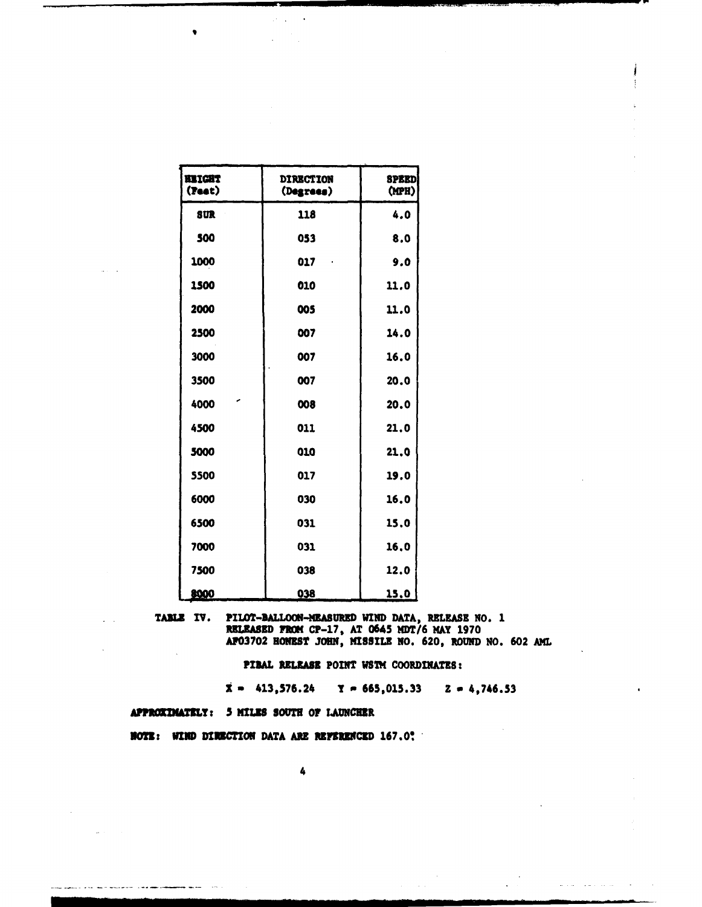| HEIGHT (Feet) | DIRECTION (Degrees) | SPEED (MPH) |
|---|---|---|
| SUR | 118 | 4.0 |
| 500 | 053 | 8.0 |
| 1000 | 017 | 9.0 |
| 1500 | 010 | 11.0 |
| 2000 | 005 | 11.0 |
| 2500 | 007 | 14.0 |
| 3000 | 007 | 16.0 |
| 3500 | 007 | 20.0 |
| 4000 | 008 | 20.0 |
| 4500 | 011 | 21.0 |
| 5000 | 010 | 21.0 |
| 5500 | 017 | 19.0 |
| 6000 | 030 | 16.0 |
| 6500 | 031 | 15.0 |
| 7000 | 031 | 16.0 |
| 7500 | 038 | 12.0 |
| 8000 | 038 | 15.0 |

TABLE IV. PILOT-BALLOON-MEASURED WIND DATA, RELEASE NO. 1 RELEASED FROM CP-17, AT 0645 MDT/6 MAY 1970 AF03702 HONEST JOHN, MISSILE NO. 620, ROUND NO. 602 AML

PIBAL RELEASE POINT WSTM COORDINATES:

X = 413,576.24 Y = 665,015.33 Z = 4,746.53

APPROXIMATELY: 5 MILES SOUTH OF LAUNCHER

NOTE: WIND DIRECTION DATA ARE REFERENCED 167.0°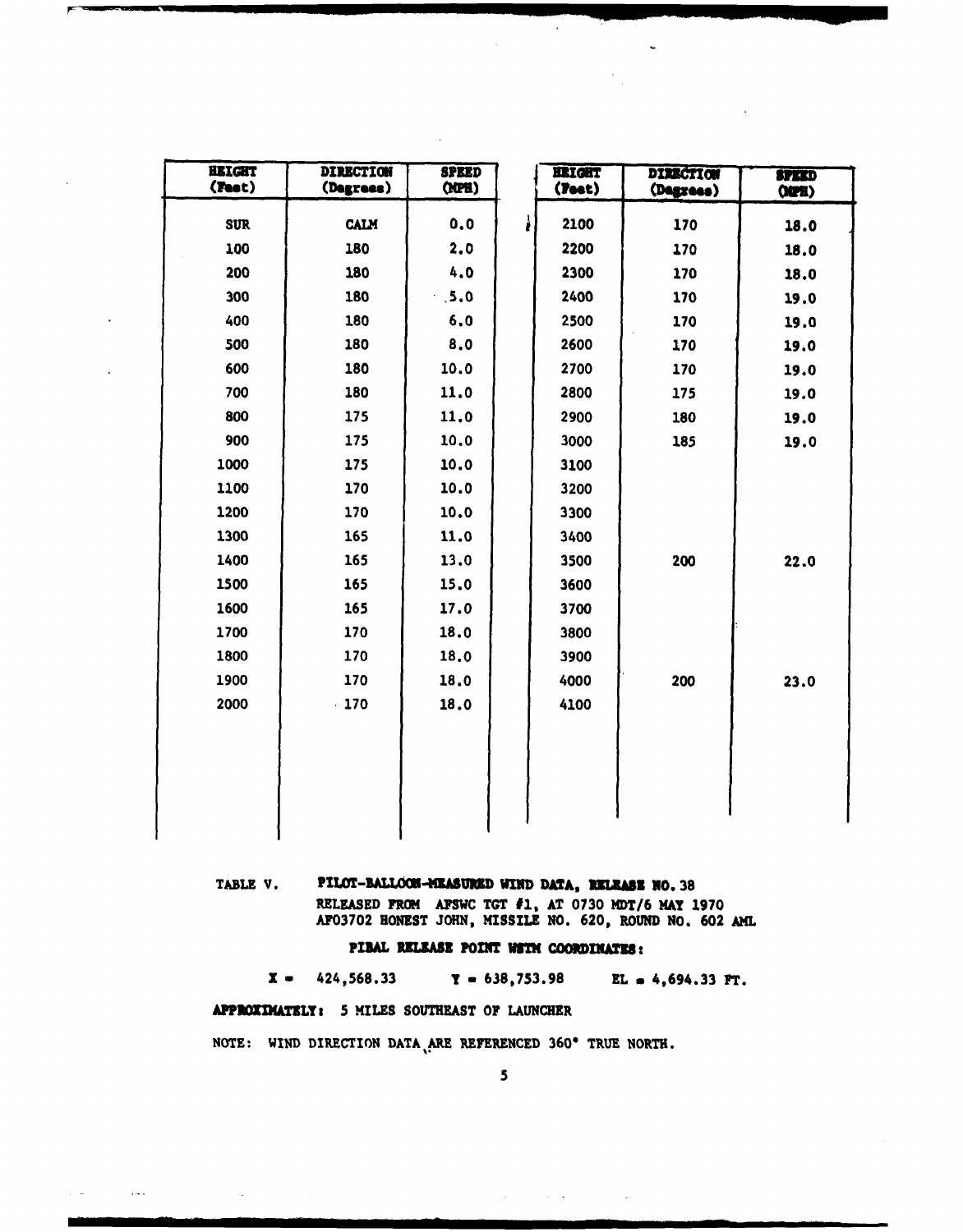| HEIGHT (Feet) | DIRECTION (Degrees) | SPEED (MPH) | HEIGHT (Feet) | DIRECTION (Degrees) | SPEED (MPH) |
|---|---|---|---|---|---|
| SUR | CALM | 0.0 | 2100 | 170 | 18.0 |
| 100 | 180 | 2.0 | 2200 | 170 | 18.0 |
| 200 | 180 | 4.0 | 2300 | 170 | 18.0 |
| 300 | 180 | 5.0 | 2400 | 170 | 19.0 |
| 400 | 180 | 6.0 | 2500 | 170 | 19.0 |
| 500 | 180 | 8.0 | 2600 | 170 | 19.0 |
| 600 | 180 | 10.0 | 2700 | 170 | 19.0 |
| 700 | 180 | 11.0 | 2800 | 175 | 19.0 |
| 800 | 175 | 11.0 | 2900 | 180 | 19.0 |
| 900 | 175 | 10.0 | 3000 | 185 | 19.0 |
| 1000 | 175 | 10.0 | 3100 | | |
| 1100 | 170 | 10.0 | 3200 | | |
| 1200 | 170 | 10.0 | 3300 | | |
| 1300 | 165 | 11.0 | 3400 | | |
| 1400 | 165 | 13.0 | 3500 | 200 | 22.0 |
| 1500 | 165 | 15.0 | 3600 | | |
| 1600 | 165 | 17.0 | 3700 | | |
| 1700 | 170 | 18.0 | 3800 | | |
| 1800 | 170 | 18.0 | 3900 | | |
| 1900 | 170 | 18.0 | 4000 | 200 | 23.0 |
| 2000 | 170 | 18.0 | 4100 | | |

TABLE V. **PILOT-BALLOON-MEASURED WIND DATA, RELEASE NO. 38**
RELEASED FROM AFSWC TGT #1, AT 0730 MDT/6 MAY 1970
AF03702 HONEST JOHN, MISSILE NO. 620, ROUND NO. 602 AML

**PIBAL RELEASE POINT WSTM COORDINATES:**

**X** = 424,568.33 **Y** = 638,753.98 EL = 4,694.33 FT.

**APPROXIMATELY:** 5 MILES SOUTHEAST OF LAUNCHER

NOTE: WIND DIRECTION DATA ARE REFERENCED 360° TRUE NORTH.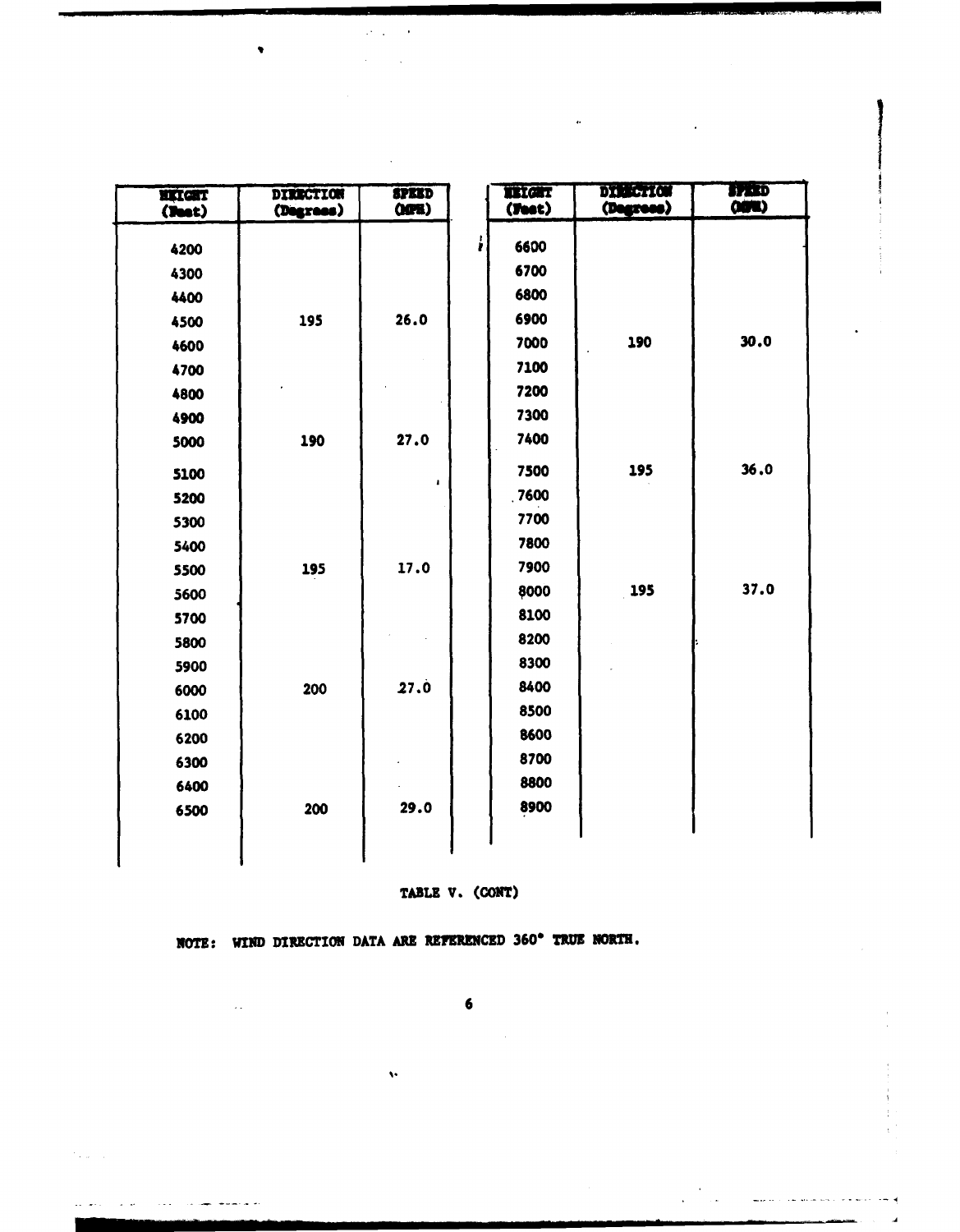| HEIGHT (Feet) | DIRECTION (Degrees) | SPEED (MPH) |
|---|---|---|
| 4200 | | |
| 4300 | | |
| 4400 | | |
| 4500 | 195 | 26.0 |
| 4600 | | |
| 4700 | | |
| 4800 | | |
| 4900 | | |
| 5000 | 190 | 27.0 |
| 5100 | | |
| 5200 | | |
| 5300 | | |
| 5400 | | |
| 5500 | 195 | 17.0 |
| 5600 | | |
| 5700 | | |
| 5800 | | |
| 5900 | | |
| 6000 | 200 | 27.0 |
| 6100 | | |
| 6200 | | |
| 6300 | | |
| 6400 | | |
| 6500 | 200 | 29.0 |
| 6600 | | |
| 6700 | | |
| 6800 | | |
| 6900 | | |
| 7000 | 190 | 30.0 |
| 7100 | | |
| 7200 | | |
| 7300 | | |
| 7400 | | |
| 7500 | 195 | 36.0 |
| 7600 | | |
| 7700 | | |
| 7800 | | |
| 7900 | | |
| 8000 | 195 | 37.0 |
| 8100 | | |
| 8200 | | |
| 8300 | | |
| 8400 | | |
| 8500 | | |
| 8600 | | |
| 8700 | | |
| 8800 | | |
| 8900 | | |

TABLE V. (CONT)

NOTE: WIND DIRECTION DATA ARE REFERENCED 360° TRUE NORTH.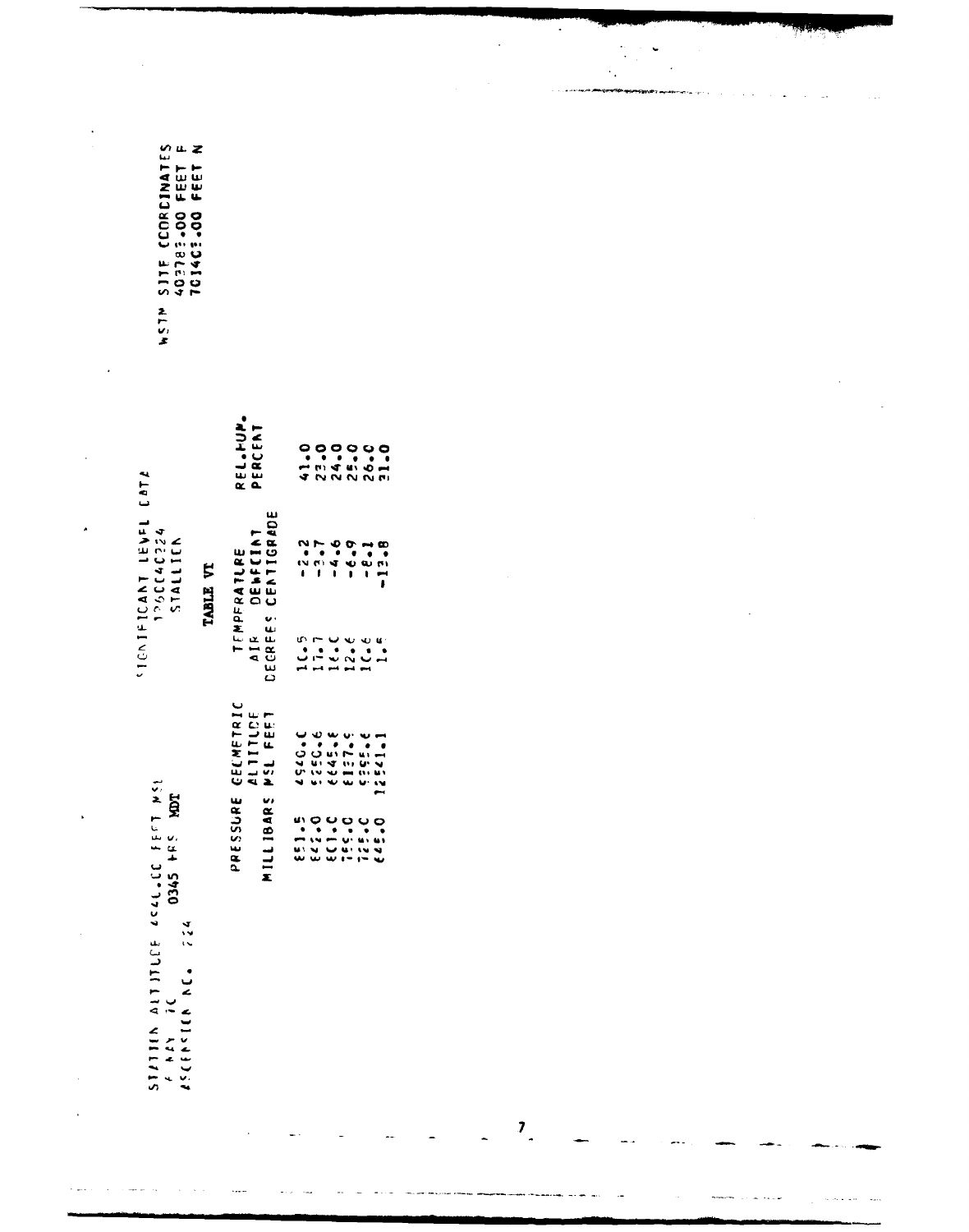STATION ALTITUDE 4940.00 FEET MSL
6 MAY 70 0345 HRS MDT
ASCENSION NO. 224

SIGNIFICANT LEVEL DATA
1960040224
STALLION

WSTM SITE COORDINATES
403783.00 FEET E
701403.00 FEET N

TABLE VI

| PRESSURE MILLIBARS | GEOMETRIC ALTITUDE MSL FEET | TEMPERATURE AIR DEGREES CENTIGRADE | DEWPOINT DEGREES CENTIGRADE | REL.HUM. PERCENT |
|---|---|---|---|---|
| 851.5 | 4940.0 | 10.5 | -2.2 | 41.0 |
| 842.0 | 5250.6 | 11.7 | -3.7 | 23.0 |
| 801.0 | 6645.8 | 10.0 | -4.6 | 24.0 |
| 759.0 | 8137.9 | 12.6 | -6.9 | 25.0 |
| 725.0 | 9355.6 | 10.6 | -8.1 | 26.0 |
| 645.0 | 12541.1 | 1.6 | -13.8 | 31.0 |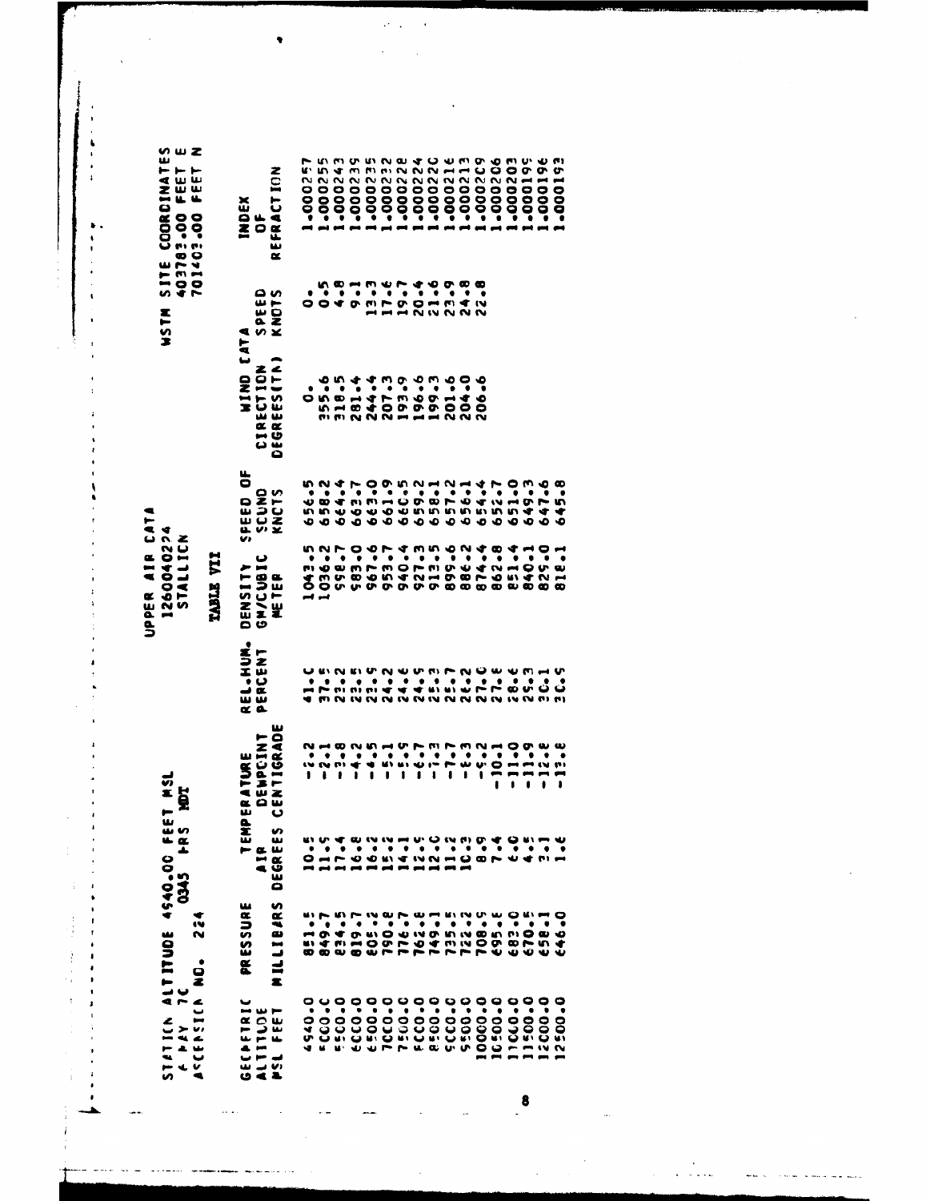UPPER AIR DATA
1260040224
STALLION

TABLE VII

STATION ALTITUDE 4940.00 FEET MSL
4 MAY 70 0345 HRS MDT
ASCENSION NO. 224

WSTM SITE COORDINATES
403783.00 FEET E
701403.00 FEET N

| GEOMETRIC ALTITUDE MSL FEET | PRESSURE MILLIBARS | TEMPERATURE AIR DEGREES CENTIGRADE | DEWPOINT | REL.HUM. PERCENT | DENSITY GM/CUBIC METER | SPEED OF SOUND KNOTS | WIND DATA DIRECTION DEGREES(TN) | SPEED KNOTS | INDEX OF REFRACTION |
|---|---|---|---|---|---|---|---|---|---|
| 4940.0 | 851.5 | 10.5 | -2.2 | 41.0 | 1043.5 | 656.5 | 0. | 0. | 1.000257 |
| 5000.0 | 849.7 | 11.5 | -2.1 | 37.5 | 1036.2 | 658.2 | 355.6 | 0.5 | 1.000255 |
| 5500.0 | 834.5 | 17.4 | -3.8 | 23.2 | 998.7 | 664.4 | 318.5 | 4.8 | 1.000243 |
| 6000.0 | 819.7 | 16.8 | -4.2 | 23.5 | 983.0 | 663.7 | 281.4 | 9.1 | 1.000239 |
| 6500.0 | 805.2 | 16.2 | -4.5 | 23.9 | 967.6 | 663.0 | 244.4 | 13.3 | 1.000235 |
| 7000.0 | 790.8 | 15.2 | -5.1 | 24.2 | 953.7 | 661.9 | 207.3 | 17.6 | 1.000232 |
| 7500.0 | 776.7 | 14.1 | -5.9 | 24.6 | 940.4 | 660.5 | 193.9 | 19.7 | 1.000228 |
| 8000.0 | 762.8 | 12.9 | -6.7 | 24.9 | 927.3 | 659.2 | 196.6 | 20.4 | 1.000224 |
| 8500.0 | 749.1 | 12.0 | -7.3 | 25.3 | 913.5 | 658.1 | 199.3 | 21.6 | 1.000220 |
| 9000.0 | 735.5 | 11.2 | -7.7 | 25.7 | 899.6 | 657.2 | 201.6 | 23.9 | 1.000216 |
| 9500.0 | 722.2 | 10.3 | -8.3 | 26.2 | 886.2 | 656.1 | 204.0 | 24.8 | 1.000213 |
| 10000.0 | 708.9 | 8.9 | -9.2 | 27.0 | 874.4 | 654.4 | 206.6 | 22.8 | 1.000209 |
| 10500.0 | 695.8 | 7.4 | -10.1 | 27.8 | 862.8 | 652.7 | | | 1.000206 |
| 11000.0 | 683.0 | 6.0 | -11.0 | 28.6 | 851.4 | 651.0 | | | 1.000203 |
| 11500.0 | 670.5 | 4.5 | -11.9 | 29.3 | 840.1 | 649.3 | | | 1.000199 |
| 12000.0 | 658.1 | 3.1 | -12.8 | 30.1 | 829.0 | 647.6 | | | 1.000196 |
| 12500.0 | 646.0 | 1.6 | -13.8 | 30.9 | 818.1 | 645.8 | | | 1.000193 |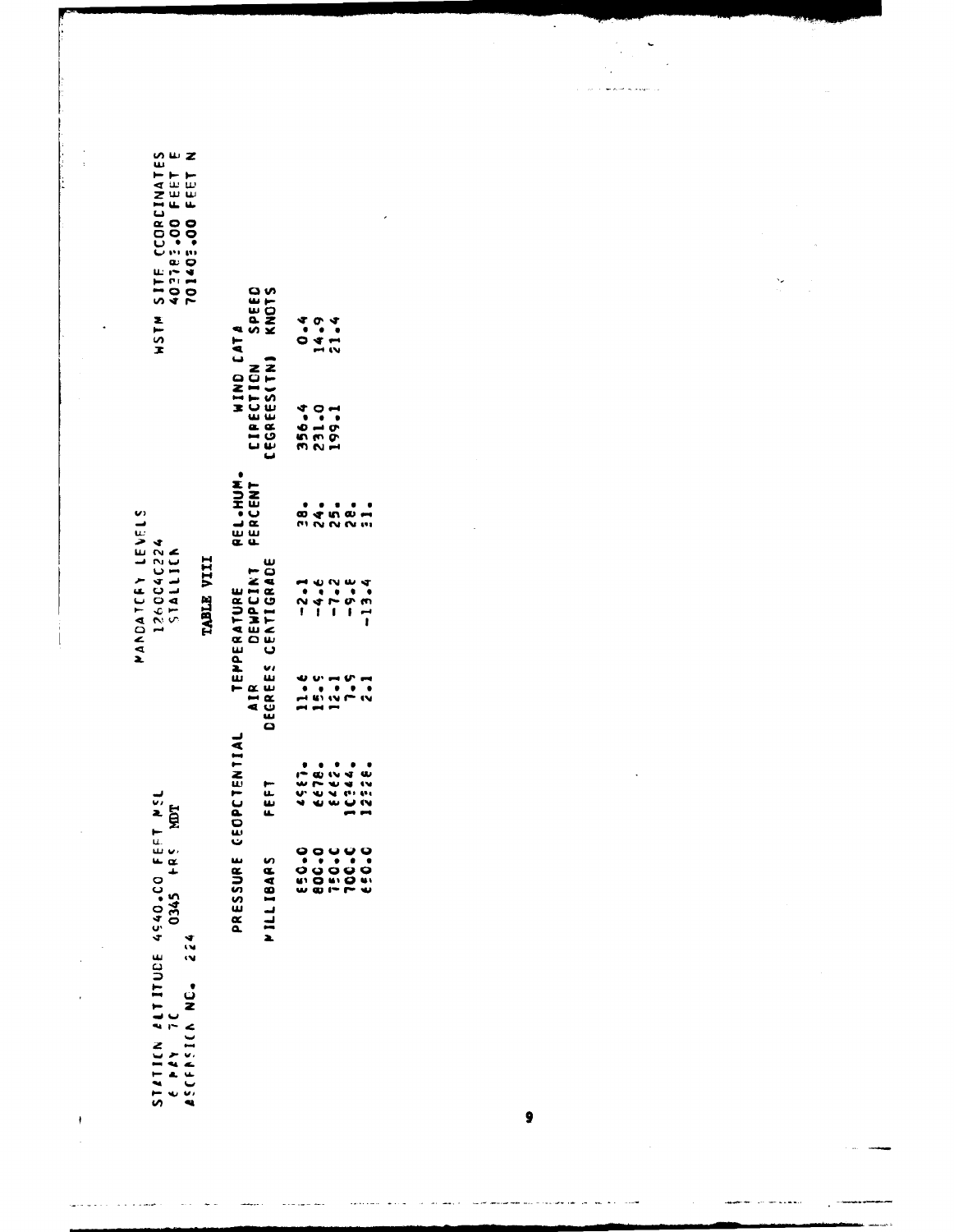STATION ALTITUDE 4940.00 FEET MSL
6 MAY 70   0345 HRS MDT
ASCENSION NO. 224

MANDATORY LEVELS
12600400224
STALLION

WSTM SITE COORDINATES
402782.00 FEET E
701403.00 FEET N

TABLE VIII

| PRESSURE | GEOPOTENTIAL | TEMPERATURE | | REL.HUM. | WIND DATA | |
|---|---|---|---|---|---|---|
| | | AIR | DEWPOINT | | DIRECTION | SPEED |
| MILLIBARS | FEET | DEGREES CENTIGRADE | | PERCENT | DEGREES(TN) | KNOTS |
| 850.0 | 4987. | 11.6 | -2.1 | 38. | 356.4 | 0.4 |
| 800.0 | 6678. | 15.9 | -4.6 | 24. | 231.0 | 14.9 |
| 750.0 | 8462. | 12.1 | -7.2 | 25. | 199.1 | 21.4 |
| 700.0 | 10344. | 7.9 | -9.8 | 28. | | |
| 650.0 | 12326. | 2.1 | -13.4 | 31. | | |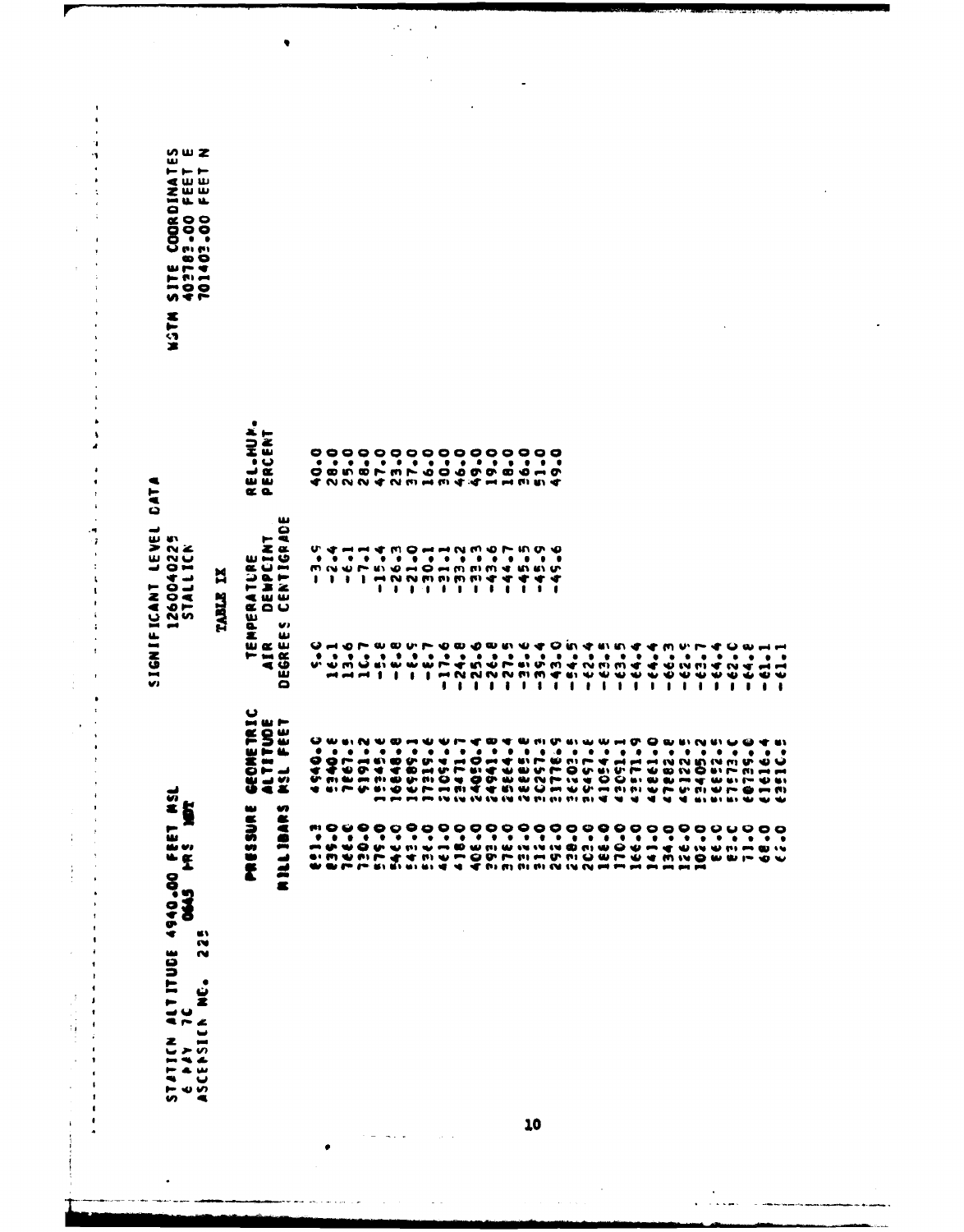STATION ALTITUDE 4940.00 FEET MSL
6 MAY 70 0645 HRS MDT
ASCENSION NO. 225

SIGNIFICANT LEVEL DATA
1260040225
STALLION

WSTM SITE COORDINATES
402782.00 FEET E
701402.00 FEET N

TABLE IX

| PRESSURE MILLIBARS | GEOMETRIC ALTITUDE MSL FEET | TEMPERATURE AIR DEGREES CENTIGRADE | TEMPERATURE DEWPOINT DEGREES CENTIGRADE | REL.HUM. PERCENT |
|---|---|---|---|---|
| 851.3 | 4940.0 | 9.0 | -3.9 | 40.0 |
| 836.0 | 5340.6 | 16.1 | -2.4 | 28.0 |
| 766.0 | 7867.5 | 13.6 | -6.1 | 25.0 |
| 730.0 | 9191.2 | 10.7 | -7.1 | 28.0 |
| 579.0 | 15345.6 | -5.8 | -15.4 | 47.0 |
| 546.0 | 16848.8 | -6.8 | -26.3 | 23.0 |
| 543.0 | 16989.1 | -6.9 | -21.0 | 37.0 |
| 534.0 | 17319.6 | -6.7 | -30.1 | 16.0 |
| 461.0 | 21054.6 | -17.6 | -31.1 | 30.0 |
| 418.0 | 23471.7 | -24.8 | -33.2 | 46.0 |
| 406.0 | 24050.4 | -25.6 | -33.3 | 49.0 |
| 393.0 | 24941.8 | -26.8 | -43.6 | 19.0 |
| 378.0 | 25864.4 | -27.5 | -44.7 | 18.0 |
| 332.0 | 28885.8 | -38.6 | -45.5 | 36.0 |
| 314.0 | 30257.3 | -39.4 | -45.9 | 51.0 |
| 292.0 | 31776.9 | -43.0 | -49.6 | 49.0 |
| 238.0 | 36203.8 | -54.5 | | |
| 203.0 | 39457.8 | -62.4 | | |
| 188.0 | 41054.6 | -63.5 | | |
| 170.0 | 43051.1 | -63.5 | | |
| 166.0 | 43571.9 | -64.4 | | |
| 141.0 | 46861.0 | -64.4 | | |
| 134.0 | 47882.8 | -66.3 | | |
| 126.0 | 49122.8 | -62.9 | | |
| 102.0 | 53405.2 | -63.7 | | |
| 88.0 | 56652.5 | -64.4 | | |
| 83.0 | 57773.0 | -62.0 | | |
| 71.0 | 60735.6 | -64.8 | | |
| 68.0 | 61616.4 | -61.1 | | |
| 66.0 | 62310.5 | -61.1 | | |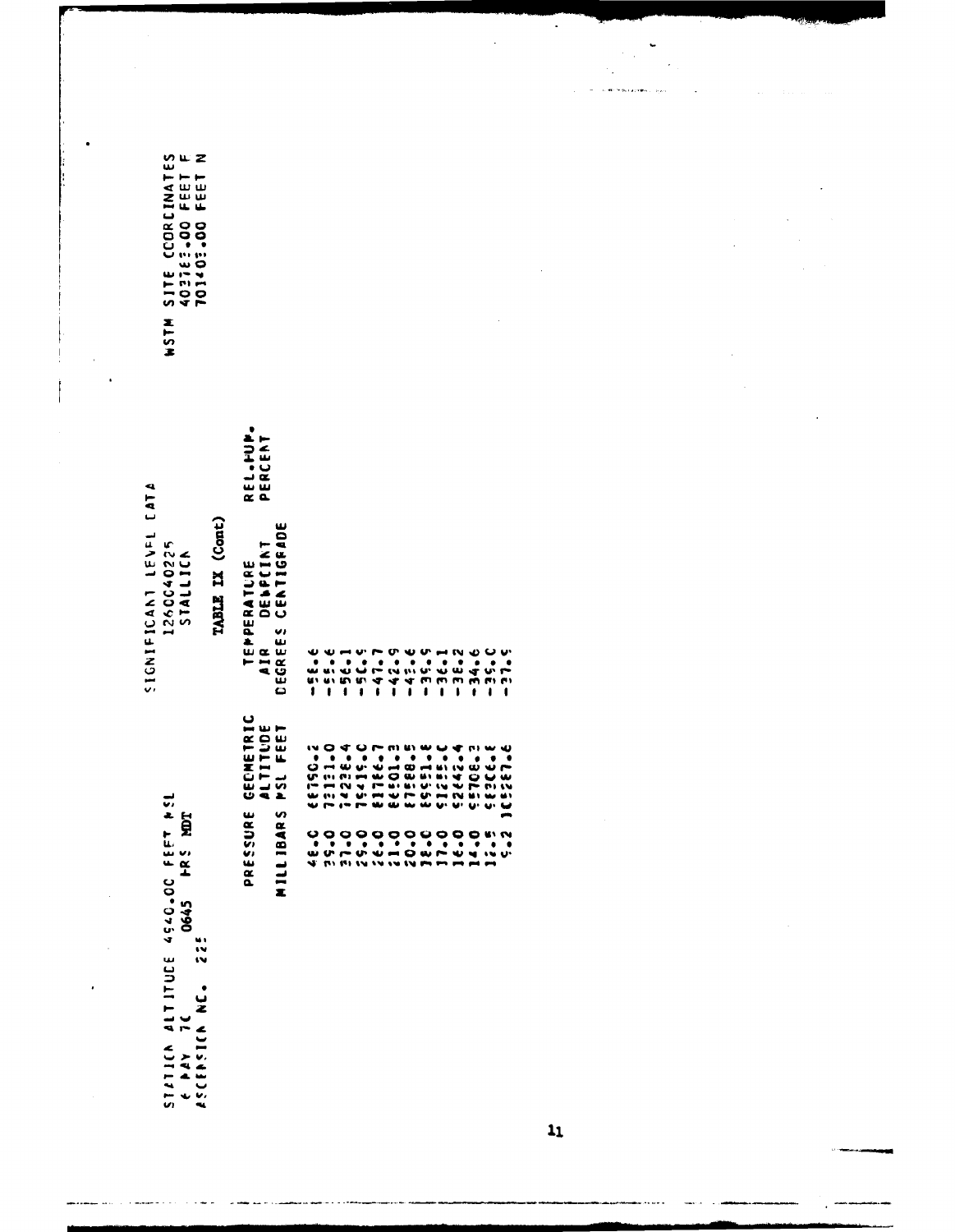STATION ALTITUDE 4940.00 FEET MSL
6 MAY 70 0645 HRS MDT
ASCENSION NO. 225

SIGNIFICANT LEVEL DATA
1260040225
STALLION

WSTM SITE COORDINATES
403763.00 FEET E
701403.00 FEET N

TABLE IX (Cont)

| PRESSURE MILLIBARS | GEOMETRIC ALTITUDE MSL FEET | TEMPERATURE AIR DEGREES CENTIGRADE | DEWPOINT DEGREES CENTIGRADE | REL.HUM. PERCENT |
|---|---|---|---|---|
| 48.0 | 66790.2 | -58.6 | | |
| 39.0 | 73131.0 | -55.6 | | |
| 31.0 | 74236.4 | -56.1 | | |
| 29.0 | 79419.0 | -50.9 | | |
| 26.0 | 81786.7 | -47.7 | | |
| 21.0 | 86501.3 | -42.9 | | |
| 20.0 | 87588.5 | -43.6 | | |
| 18.0 | 89951.8 | -39.9 | | |
| 17.0 | 91285.0 | -36.1 | | |
| 16.0 | 92642.4 | -38.2 | | |
| 14.0 | 95708.3 | -34.6 | | |
| 12.5 | 98266.8 | -35.0 | | |
| 9.2 | 105287.6 | -31.9 | | |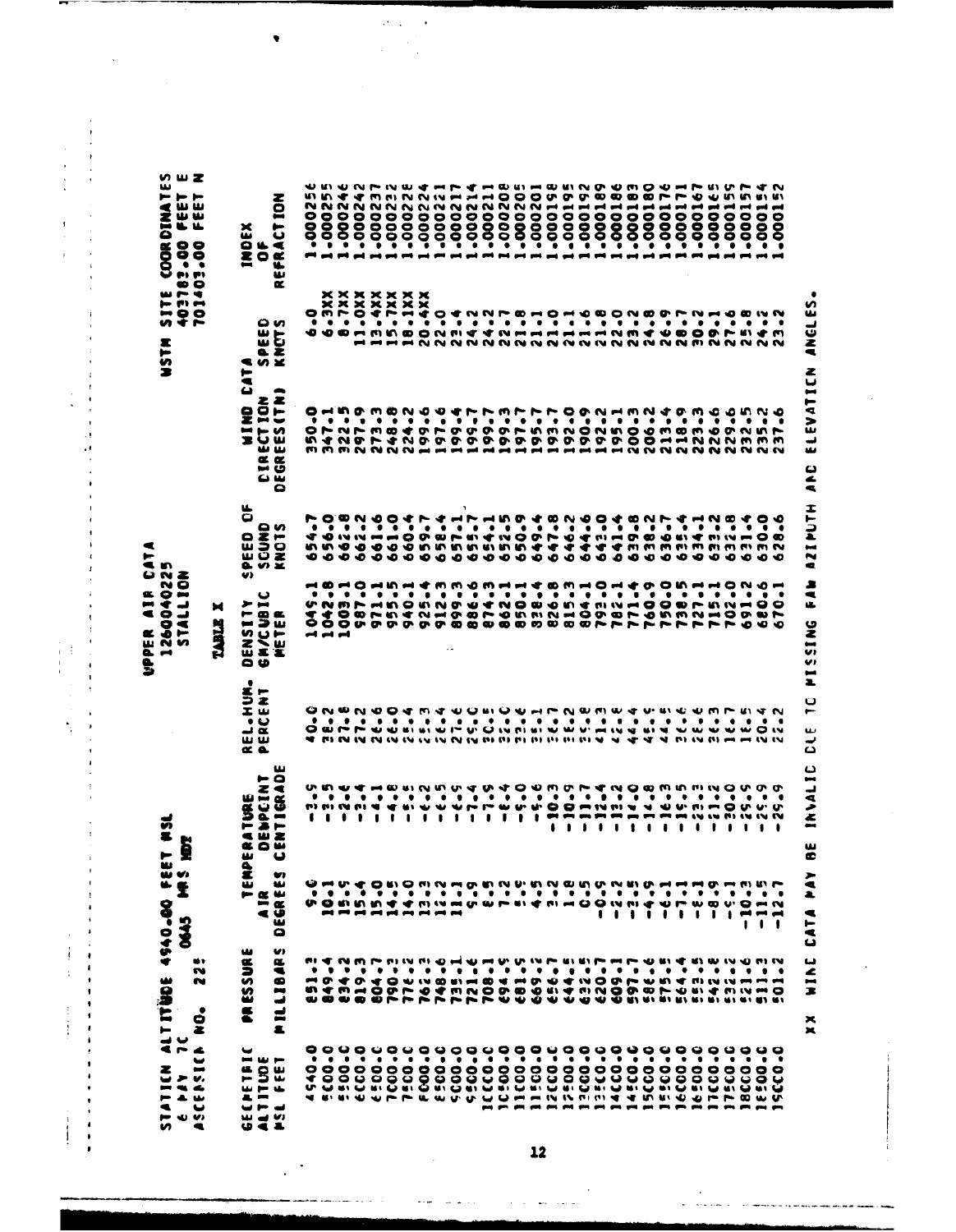STATION ALTITUDE 4940.00 FEET MSL
6 MAY 70 0645 HRS MDT
ASCENSION NO. 229

UPPER AIR DATA
1260040225
STALLION

WSTM SITE COORDINATES
403783.00 FEET E
701403.00 FEET N

TABLE X

| GEOMETRIC ALTITUDE MSL FEET | PRESSURE MILLIBARS | TEMPERATURE AIR DEGREES CENTIGRADE | TEMPERATURE DEWPOINT CENTIGRADE | REL.HUM. PERCENT | DENSITY GM/CUBIC METER | SPEED OF SOUND KNOTS | WIND DATA DIRECTION DEGREES(TN) | WIND DATA SPEED KNOTS | INDEX OF REFRACTION |
|---|---|---|---|---|---|---|---|---|---|
| 4940.0 | 851.3 | 9.6 | -3.5 | 40.0 | 1049.1 | 654.7 | 350.0 | 6.0 | 1.000256 |
| 5000.0 | 849.4 | 10.1 | -3.5 | 38.2 | 1042.8 | 656.0 | 347.1 | 6.3XX | 1.000255 |
| 5500.0 | 834.2 | 15.9 | -2.4 | 27.8 | 1003.1 | 662.8 | 322.5 | 8.7XX | 1.000246 |
| 6000.0 | 819.3 | 15.4 | -3.4 | 27.2 | 987.0 | 662.2 | 297.9 | 11.0XX | 1.000242 |
| 6500.0 | 804.7 | 15.0 | -4.1 | 26.6 | 971.1 | 661.6 | 273.3 | 13.4XX | 1.000237 |
| 7000.0 | 790.3 | 14.5 | -4.8 | 26.0 | 955.5 | 661.0 | 248.8 | 15.7XX | 1.000232 |
| 7500.0 | 776.2 | 14.0 | -5.5 | 25.4 | 940.1 | 660.4 | 224.2 | 18.1XX | 1.000228 |
| 8000.0 | 762.3 | 13.3 | -6.2 | 25.3 | 925.4 | 659.7 | 199.6 | 20.4XX | 1.000224 |
| 8500.0 | 748.6 | 12.2 | -6.5 | 26.4 | 912.3 | 658.4 | 197.6 | 22.0 | 1.000221 |
| 9000.0 | 735.1 | 11.1 | -6.5 | 27.6 | 899.3 | 657.1 | 199.4 | 23.4 | 1.000217 |
| 9500.0 | 721.6 | 9.9 | -7.4 | 29.0 | 886.6 | 655.7 | 199.7 | 24.2 | 1.000214 |
| 10000.0 | 708.1 | 8.5 | -7.9 | 30.8 | 874.3 | 654.1 | 199.7 | 24.2 | 1.000211 |
| 10500.0 | 694.9 | 7.2 | -8.4 | 32.0 | 862.1 | 652.5 | 199.3 | 22.7 | 1.000208 |
| 11000.0 | 681.9 | 5.9 | -9.0 | 33.6 | 850.1 | 650.9 | 197.7 | 21.8 | 1.000205 |
| 11500.0 | 669.2 | 4.5 | -9.6 | 35.1 | 838.4 | 649.4 | 195.7 | 21.1 | 1.000201 |
| 12000.0 | 656.7 | 3.2 | -10.3 | 36.7 | 826.8 | 647.8 | 193.7 | 21.0 | 1.000198 |
| 12500.0 | 644.5 | 1.8 | -10.9 | 38.2 | 815.3 | 646.2 | 192.0 | 21.1 | 1.000195 |
| 13000.0 | 632.5 | 0.5 | -11.7 | 39.8 | 804.1 | 644.6 | 190.9 | 21.6 | 1.000192 |
| 13500.0 | 620.7 | -0.9 | -12.4 | 41.3 | 793.0 | 643.0 | 192.2 | 21.8 | 1.000189 |
| 14000.0 | 609.1 | -2.2 | -13.2 | 42.8 | 782.1 | 641.4 | 195.1 | 22.0 | 1.000186 |
| 14500.0 | 597.7 | -3.5 | -14.0 | 44.4 | 771.4 | 639.8 | 200.3 | 23.2 | 1.000183 |
| 15000.0 | 586.6 | -4.9 | -14.8 | 45.9 | 760.9 | 638.2 | 206.2 | 24.8 | 1.000180 |
| 15500.0 | 575.6 | -6.1 | -16.3 | 44.8 | 750.0 | 636.7 | 213.4 | 26.9 | 1.000176 |
| 16000.0 | 564.4 | -7.1 | -19.5 | 36.6 | 738.5 | 635.4 | 218.9 | 28.7 | 1.000171 |
| 16500.0 | 553.5 | -8.1 | -23.3 | 28.6 | 727.1 | 634.1 | 223.3 | 30.2 | 1.000167 |
| 17000.0 | 542.8 | -8.9 | -27.2 | 20.3 | 715.1 | 633.2 | 226.6 | 29.1 | 1.000165 |
| 17500.0 | 532.2 | -9.1 | -30.0 | 16.7 | 702.0 | 632.8 | 229.6 | 27.6 | 1.000159 |
| 18000.0 | 521.6 | -10.3 | -29.9 | 18.5 | 691.2 | 631.4 | 232.5 | 25.8 | 1.000157 |
| 18500.0 | 511.3 | -11.5 | -29.9 | 20.4 | 680.6 | 630.0 | 235.2 | 24.2 | 1.000154 |
| 19000.0 | 501.2 | -12.7 | -29.9 | 22.2 | 670.1 | 628.6 | 237.6 | 23.2 | 1.000152 |

XX WIND DATA MAY BE INVALID DUE TO MISSING FAW AZIMUTH AND ELEVATION ANGLES.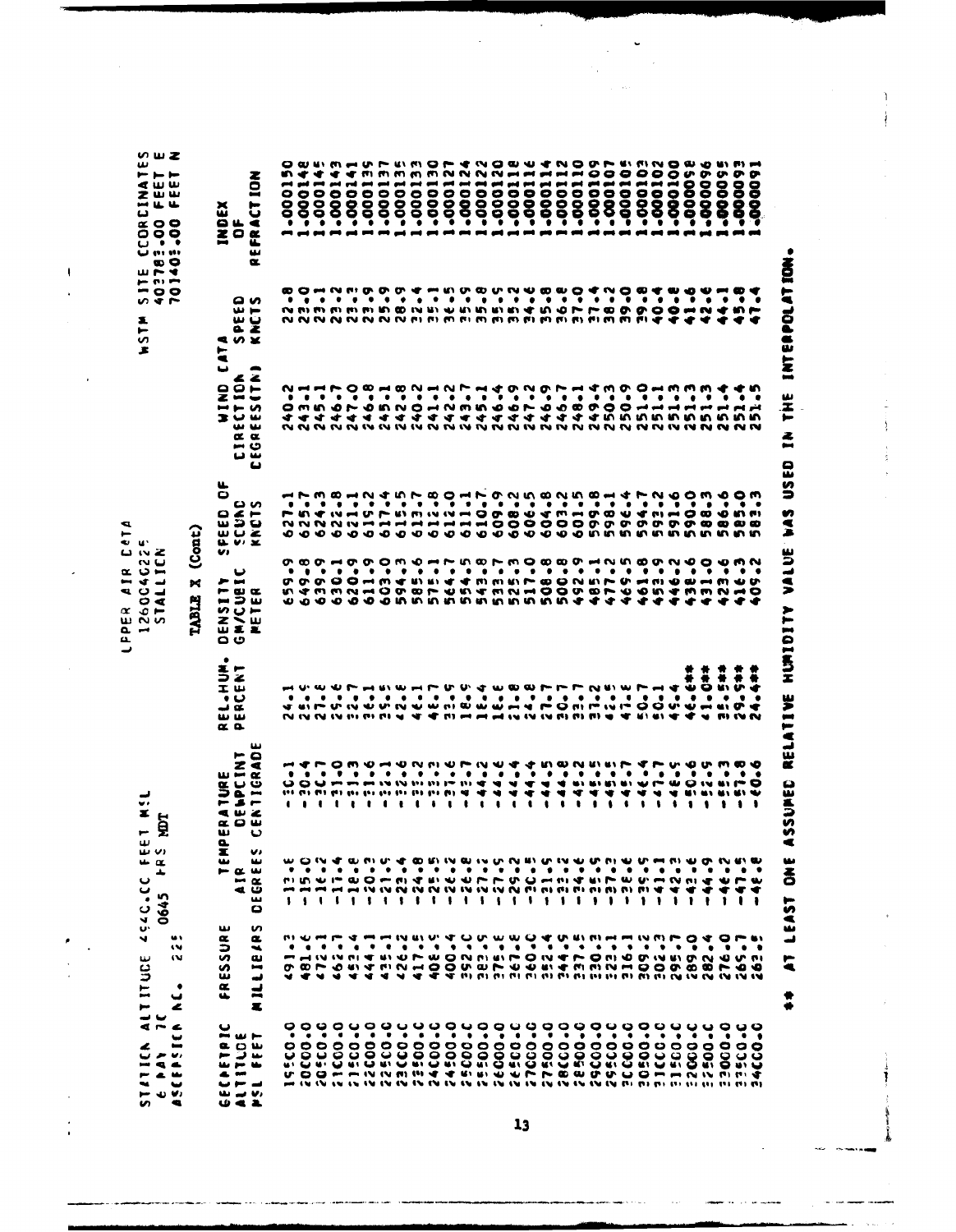STATION ALTITUDE 4940.00 FEET MSL
6 MAY 70 0645 HRS MDT
ASCENSION NO. 225

UPPER AIR DATA
1260C4C225
STALLION

WSTM SITE COORDINATES
402783.00 FEET E
701403.00 FEET N

TABLE X (Cont)

| GEOMETRIC ALTITUDE MSL FEET | PRESSURE MILLIBARS | TEMPERATURE AIR DEGREES CENTIGRADE | TEMPERATURE DEWPOINT DEGREES CENTIGRADE | REL.HUM. PERCENT | DENSITY GM/CUBIC METER | SPEED OF SOUND KNOTS | WIND DATA DIRECTION DEGREES(TN) | WIND DATA SPEED KNOTS | INDEX OF REFRACTION |
|---|---|---|---|---|---|---|---|---|---|
| 19500.0 | 491.3 | -13.6 | -30.1 | 24.1 | 659.9 | 627.1 | 240.2 | 22.8 | 1.000150 |
| 20000.0 | 481.6 | -15.0 | -30.4 | 25.9 | 649.8 | 625.7 | 243.1 | 23.0 | 1.000148 |
| 20500.0 | 472.1 | -16.2 | -30.7 | 27.6 | 639.9 | 624.3 | 245.1 | 23.1 | 1.000145 |
| 21000.0 | 462.7 | -17.4 | -31.0 | 29.6 | 630.1 | 622.8 | 246.7 | 23.2 | 1.000143 |
| 21500.0 | 453.4 | -18.8 | -31.3 | 32.7 | 620.9 | 621.1 | 247.0 | 23.3 | 1.000141 |
| 22000.0 | 444.1 | -20.3 | -31.6 | 36.1 | 611.9 | 619.2 | 246.8 | 23.9 | 1.000139 |
| 22500.0 | 435.1 | -21.9 | -32.1 | 39.5 | 603.0 | 617.4 | 245.1 | 25.9 | 1.000137 |
| 23000.0 | 426.2 | -23.4 | -32.6 | 42.6 | 594.3 | 615.5 | 242.8 | 28.9 | 1.000135 |
| 23500.0 | 417.5 | -24.8 | -33.2 | 46.1 | 585.6 | 613.7 | 240.2 | 32.4 | 1.000133 |
| 24000.0 | 408.9 | -25.5 | -33.3 | 48.7 | 575.1 | 612.8 | 241.1 | 35.1 | 1.000130 |
| 24500.0 | 400.4 | -26.2 | -37.6 | 33.9 | 564.7 | 612.0 | 242.2 | 36.5 | 1.000127 |
| 25000.0 | 392.0 | -26.8 | -43.7 | 18.9 | 554.5 | 611.1 | 243.7 | 35.9 | 1.000124 |
| 25500.0 | 383.9 | -27.2 | -44.2 | 18.4 | 543.8 | 610.7 | 245.1 | 35.8 | 1.000122 |
| 26000.0 | 375.6 | -27.9 | -44.6 | 18.6 | 533.7 | 609.9 | 246.4 | 35.9 | 1.000120 |
| 26500.0 | 367.8 | -29.2 | -44.4 | 21.8 | 525.3 | 608.2 | 246.9 | 35.2 | 1.000118 |
| 27000.0 | 360.0 | -30.8 | -44.4 | 24.8 | 517.0 | 606.5 | 247.2 | 34.6 | 1.000116 |
| 27500.0 | 352.4 | -31.9 | -44.5 | 27.7 | 508.8 | 604.8 | 246.9 | 35.8 | 1.000114 |
| 28000.0 | 344.9 | -33.2 | -44.8 | 30.7 | 500.8 | 603.2 | 245.7 | 36.8 | 1.000112 |
| 28500.0 | 337.5 | -34.6 | -45.2 | 33.7 | 492.8 | 601.5 | 248.1 | 37.0 | 1.000110 |
| 29000.0 | 330.3 | -35.9 | -45.5 | 37.2 | 485.1 | 599.8 | 249.4 | 37.4 | 1.000109 |
| 29500.0 | 323.1 | -37.3 | -45.5 | 42.5 | 477.2 | 598.1 | 250.3 | 38.2 | 1.000107 |
| 30000.0 | 316.1 | -38.6 | -45.7 | 47.8 | 469.5 | 596.4 | 250.9 | 39.0 | 1.000105 |
| 30500.0 | 309.2 | -39.9 | -46.4 | 50.7 | 461.8 | 594.7 | 251.0 | 39.8 | 1.000103 |
| 31000.0 | 302.3 | -41.1 | -47.7 | 50.1 | 453.9 | 593.2 | 251.1 | 40.4 | 1.000102 |
| 31500.0 | 295.7 | -42.3 | -48.9 | 45.4 | 446.2 | 591.6 | 251.3 | 40.8 | 1.000100 |
| 32000.0 | 289.0 | -43.6 | -50.6 | 46.6** | 438.6 | 590.0 | 251.3 | 41.6 | 1.000098 |
| 32500.0 | 282.4 | -44.9 | -52.9 | 41.0** | 431.0 | 588.3 | 251.3 | 42.6 | 1.000096 |
| 33000.0 | 276.0 | -46.2 | -55.3 | 35.5** | 423.6 | 586.6 | 251.4 | 44.1 | 1.000095 |
| 33500.0 | 269.7 | -47.5 | -57.8 | 29.9** | 416.3 | 585.0 | 251.4 | 45.8 | 1.000093 |
| 34000.0 | 263.5 | -48.8 | -60.6 | 24.4** | 409.2 | 583.3 | 251.5 | 47.4 | 1.000091 |

** AT LEAST ONE ASSUMED RELATIVE HUMIDITY VALUE WAS USED IN THE INTERPOLATION.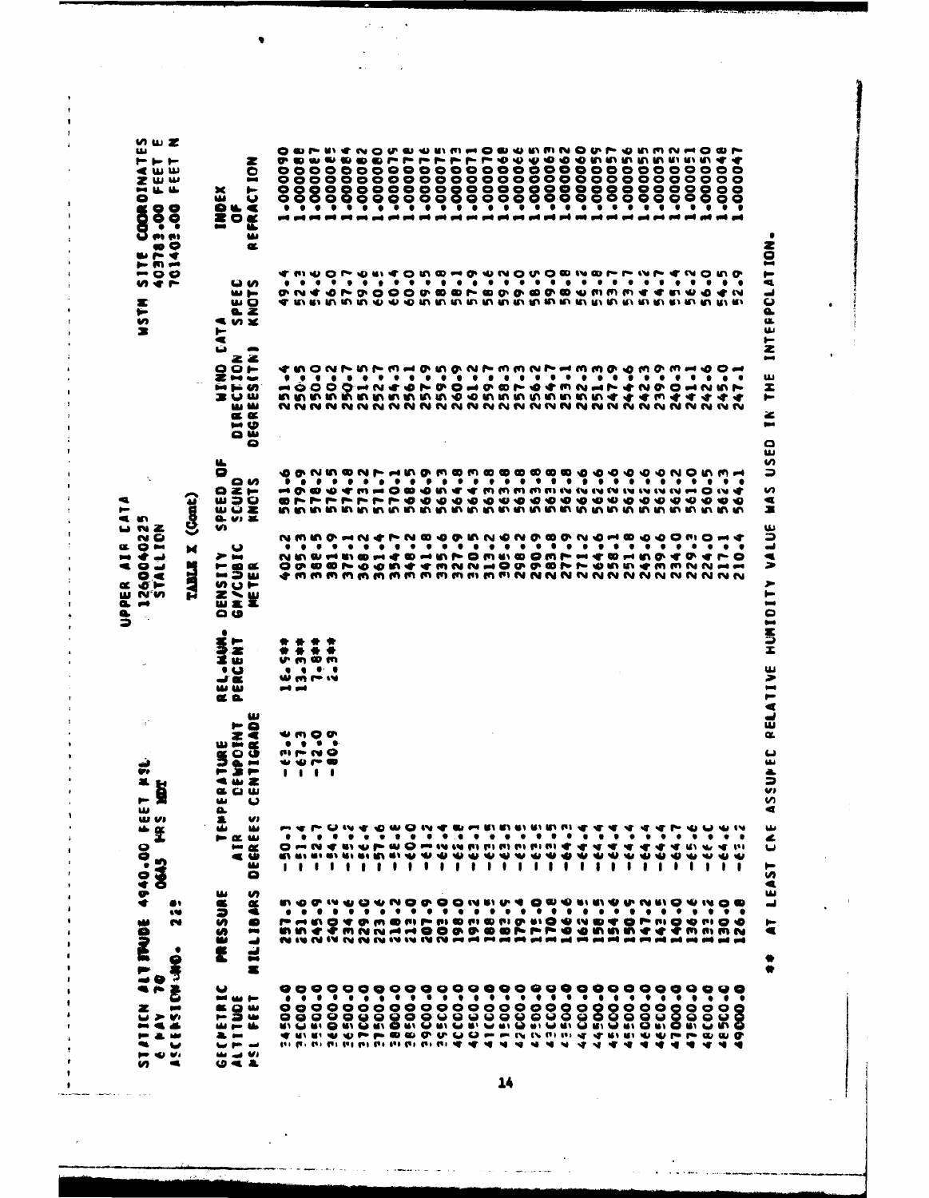STATION ALTITUDE 4940.00 FEET MSL
6 MAY 70 0645 HRS MDT
ASCENSION NO. 228

UPPER AIR DATA
1260040225
STALLION

WSTM SITE COORDINATES
403783.00 FEET E
701402.00 FEET N

TABLE X (Cont)

| GEOMETRIC ALTITUDE MSL FEET | PRESSURE MILLIBARS | TEMPERATURE AIR DEGREES | TEMPERATURE DEWPOINT CENTIGRADE | REL.HUM. PERCENT | DENSITY GM/CUBIC METER | SPEED OF SOUND KNOTS | WIND DATA DIRECTION DEGREES(TN) | WIND DATA SPEED KNOTS | INDEX OF REFRACTION |
|---|---|---|---|---|---|---|---|---|---|
| 34500.0 | 257.5 | -50.1 | -63.6 | 16.5** | 402.2 | 581.6 | 251.4 | 49.4 | 1.000090 |
| 35000.0 | 251.6 | -51.4 | -67.3 | 13.3** | 395.3 | 579.9 | 250.5 | 52.3 | 1.000088 |
| 35500.0 | 245.9 | -52.7 | -72.0 | 7.8** | 388.5 | 578.2 | 250.0 | 54.6 | 1.000087 |
| 36000.0 | 240.2 | -54.0 | -80.9 | 2.3** | 381.9 | 576.5 | 250.2 | 56.0 | 1.000085 |
| 36500.0 | 234.6 | -55.2 | | | 375.1 | 574.8 | 250.7 | 57.7 | 1.000084 |
| 37000.0 | 229.0 | -56.4 | | | 368.2 | 573.2 | 251.5 | 59.6 | 1.000082 |
| 37500.0 | 223.6 | -57.6 | | | 361.4 | 571.7 | 252.7 | 60.5 | 1.000080 |
| 38000.0 | 218.2 | -58.8 | | | 354.7 | 570.1 | 254.3 | 60.4 | 1.000079 |
| 38500.0 | 213.0 | -60.0 | | | 348.2 | 568.5 | 256.1 | 60.0 | 1.000078 |
| 39000.0 | 207.9 | -61.2 | | | 341.8 | 566.9 | 257.9 | 59.5 | 1.000076 |
| 39500.0 | 203.0 | -62.4 | | | 335.6 | 565.3 | 259.5 | 58.8 | 1.000075 |
| 40000.0 | 198.0 | -63.0 | | | 327.9 | 564.8 | 260.9 | 58.1 | 1.000073 |
| 40500.0 | 193.2 | -63.1 | | | 320.5 | 564.3 | 261.2 | 57.9 | 1.000071 |
| 41000.0 | 188.5 | -63.5 | | | 313.2 | 563.8 | 259.7 | 58.6 | 1.000070 |
| 41500.0 | 183.9 | -63.5 | | | 305.6 | 563.8 | 258.3 | 59.2 | 1.000068 |
| 42000.0 | 179.4 | -63.5 | | | 298.2 | 563.8 | 257.3 | 59.0 | 1.000066 |
| 42500.0 | 175.0 | -63.5 | | | 290.9 | 563.8 | 256.2 | 58.5 | 1.000065 |
| 43000.0 | 170.8 | -63.5 | | | 283.8 | 563.8 | 254.7 | 59.0 | 1.000063 |
| 43500.0 | 166.6 | -64.3 | | | 277.9 | 562.8 | 253.1 | 58.8 | 1.000062 |
| 44000.0 | 162.5 | -64.4 | | | 271.2 | 562.6 | 252.3 | 56.2 | 1.000060 |
| 44500.0 | 158.5 | -64.4 | | | 264.6 | 562.6 | 251.3 | 53.8 | 1.000059 |
| 45000.0 | 154.6 | -64.4 | | | 258.1 | 562.6 | 247.9 | 53.7 | 1.000057 |
| 45500.0 | 150.9 | -64.4 | | | 251.8 | 562.6 | 244.6 | 53.7 | 1.000056 |
| 46000.0 | 147.2 | -64.4 | | | 245.6 | 562.6 | 242.3 | 54.2 | 1.000055 |
| 46500.0 | 143.5 | -64.4 | | | 239.6 | 562.6 | 239.9 | 54.7 | 1.000053 |
| 47000.0 | 140.0 | -64.7 | | | 234.0 | 562.2 | 240.3 | 55.4 | 1.000052 |
| 47500.0 | 136.6 | -65.6 | | | 229.3 | 561.0 | 241.1 | 56.2 | 1.000051 |
| 48000.0 | 133.2 | -66.0 | | | 224.0 | 560.5 | 242.6 | 56.0 | 1.000050 |
| 48500.0 | 130.0 | -64.6 | | | 217.1 | 562.3 | 245.0 | 54.5 | 1.000048 |
| 49000.0 | 126.8 | -63.2 | | | 210.4 | 564.1 | 247.1 | 52.9 | 1.000047 |

** AT LEAST ONE ASSUMED RELATIVE HUMIDITY VALUE WAS USED IN THE INTERPOLATION.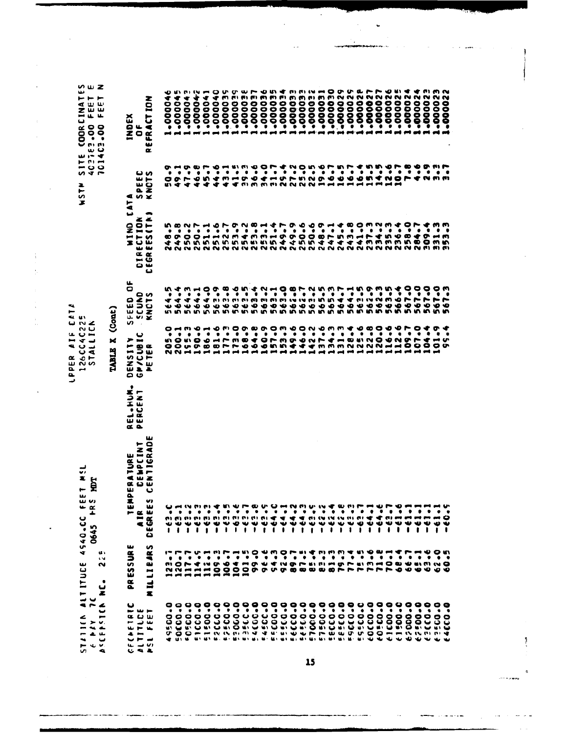STATION ALTITUDE 4540.00 FEET MSL
6 MAY 70 0645 HRS MDT
ASCENSION NO. 225

UPPER AIR DATA
126C04C225
STALLION

TABLE X (Cont)

WSTM SITE COORDINATES
402183.00 FEET E
701403.00 FEET N

| GEOMETRIC ALTITUDE MSL FEET | PRESSURE MILLIBARS | TEMPERATURE AIR DEGREES CENTIGRADE | TEMPERATURE DEWPOINT CENTIGRADE | REL.HUM. PERCENT | DENSITY GM/CUBIC METER | SPEED OF SOUND KNOTS | WIND DATA DIRECTION DEGREES(TN) | WIND DATA SPEED KNOTS | INDEX OF REFRACTION |
|---|---|---|---|---|---|---|---|---|---|
| 49500.0 | 123.7 | -63.0 | | | 205.0 | 564.5 | 248.5 | 50.9 | 1.000046 |
| 50000.0 | 120.7 | -63.1 | | | 200.1 | 564.4 | 249.8 | 49.1 | 1.000045 |
| 50500.0 | 117.7 | -63.2 | | | 195.3 | 564.3 | 250.2 | 47.9 | 1.000043 |
| 51000.0 | 114.9 | -63.3 | | | 190.6 | 564.1 | 250.7 | 46.8 | 1.000042 |
| 51500.0 | 112.1 | -63.3 | | | 186.1 | 564.0 | 251.1 | 45.7 | 1.000041 |
| 52000.0 | 109.3 | -63.4 | | | 181.6 | 563.9 | 251.6 | 44.6 | 1.000040 |
| 52500.0 | 106.7 | -63.5 | | | 177.3 | 563.8 | 252.7 | 43.1 | 1.000039 |
| 53000.0 | 104.1 | -63.6 | | | 173.0 | 563.6 | 253.9 | 41.5 | 1.000039 |
| 53500.0 | 101.5 | -63.7 | | | 168.9 | 563.5 | 254.2 | 39.3 | 1.000038 |
| 54000.0 | 99.0 | -63.8 | | | 164.8 | 563.4 | 253.8 | 36.6 | 1.000037 |
| 54500.0 | 96.6 | -63.9 | | | 160.9 | 563.2 | 253.1 | 34.0 | 1.000036 |
| 55000.0 | 94.3 | -64.0 | | | 157.0 | 563.1 | 251.4 | 31.7 | 1.000035 |
| 55500.0 | 92.0 | -64.1 | | | 153.3 | 563.0 | 249.7 | 29.4 | 1.000034 |
| 56000.0 | 89.7 | -64.2 | | | 149.6 | 562.8 | 249.9 | 27.2 | 1.000033 |
| 56500.0 | 87.5 | -64.3 | | | 146.0 | 562.7 | 250.6 | 25.0 | 1.000033 |
| 57000.0 | 85.4 | -63.5 | | | 142.2 | 563.2 | 250.6 | 22.5 | 1.000032 |
| 57500.0 | 83.3 | -62.2 | | | 137.6 | 565.5 | 248.9 | 19.6 | 1.000031 |
| 58000.0 | 81.3 | -62.4 | | | 134.3 | 565.3 | 247.1 | 16.7 | 1.000030 |
| 58500.0 | 79.3 | -62.8 | | | 131.3 | 564.7 | 245.4 | 16.5 | 1.000029 |
| 59000.0 | 77.4 | -63.3 | | | 128.4 | 564.1 | 243.8 | 16.7 | 1.000029 |
| 59500.0 | 75.5 | -63.7 | | | 125.6 | 563.5 | 241.0 | 16.4 | 1.000028 |
| 60000.0 | 73.6 | -64.1 | | | 122.8 | 562.9 | 237.3 | 15.5 | 1.000027 |
| 60500.0 | 71.8 | -64.6 | | | 120.0 | 562.3 | 234.2 | 14.5 | 1.000027 |
| 61000.0 | 70.1 | -63.7 | | | 116.6 | 563.5 | 235.3 | 12.6 | 1.000026 |
| 61500.0 | 68.4 | -61.6 | | | 112.6 | 566.4 | 236.4 | 10.7 | 1.000025 |
| 62000.0 | 66.7 | -61.1 | | | 109.7 | 567.0 | 258.0 | 7.8 | 1.000024 |
| 62500.0 | 65.1 | -61.1 | | | 107.0 | 567.0 | 284.7 | 4.6 | 1.000024 |
| 63000.0 | 63.6 | -61.1 | | | 104.4 | 567.0 | 309.4 | 2.9 | 1.000023 |
| 63500.0 | 62.0 | -61.1 | | | 101.9 | 567.0 | 331.3 | 3.3 | 1.000023 |
| 64000.0 | 60.5 | -60.9 | | | 99.4 | 567.3 | 353.3 | 3.7 | 1.000022 |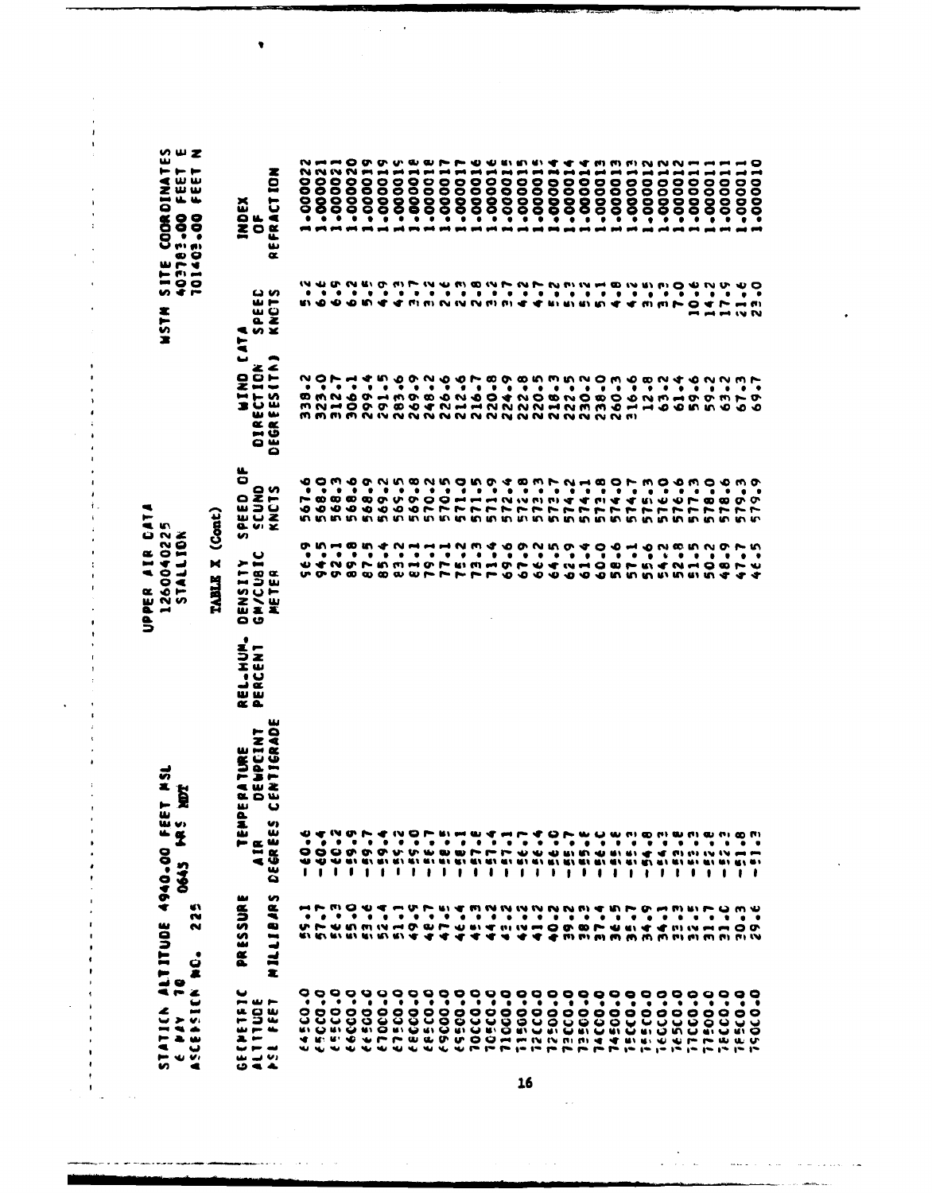STATION ALTITUDE 4940.00 FEET MSL
6 MAY 70 0645 HRS MDT
ASCENSION NO. 225

UPPER AIR DATA
1260040225
STALLION

TABLE X (Cont)

WSTM SITE COORDINATES
403783.00 FEET E
101403.00 FEET N

| GEOMETRIC ALTITUDE MSL FEET | PRESSURE MILLIBARS | TEMPERATURE AIR DEGREES CENTIGRADE | TEMPERATURE DEWPOINT DEGREES CENTIGRADE | REL.HUM. PERCENT | DENSITY GM/CUBIC METER | SPEED OF SOUND KNOTS | WIND DATA DIRECTION DEGREES(TN) | WIND DATA SPEED KNOTS | INDEX OF REFRACTION |
|---|---|---|---|---|---|---|---|---|---|
| 64500.0 | 59.1 | -60.6 | | | 96.9 | 567.6 | 338.2 | 5.2 | 1.000022 |
| 65000.0 | 57.7 | -60.4 | | | 94.5 | 568.0 | 323.0 | 6.6 | 1.000021 |
| 65500.0 | 56.3 | -60.2 | | | 92.1 | 568.3 | 312.7 | 6.9 | 1.000021 |
| 66000.0 | 55.0 | -59.9 | | | 89.8 | 568.6 | 306.1 | 6.2 | 1.000020 |
| 66500.0 | 53.6 | -59.7 | | | 87.5 | 568.9 | 299.4 | 5.6 | 1.000019 |
| 67000.0 | 52.4 | -59.4 | | | 85.4 | 569.2 | 291.5 | 4.9 | 1.000019 |
| 67500.0 | 51.1 | -59.2 | | | 83.2 | 569.5 | 283.6 | 4.3 | 1.000018 |
| 68000.0 | 49.9 | -59.0 | | | 81.1 | 569.8 | 269.9 | 3.7 | 1.000018 |
| 68500.0 | 48.7 | -58.7 | | | 79.1 | 570.2 | 248.2 | 3.2 | 1.000018 |
| 69000.0 | 47.5 | -58.5 | | | 77.1 | 570.5 | 226.6 | 2.6 | 1.000017 |
| 69500.0 | 46.4 | -58.1 | | | 75.2 | 571.0 | 212.6 | 2.3 | 1.000017 |
| 70000.0 | 45.3 | -57.8 | | | 73.3 | 571.5 | 216.7 | 2.8 | 1.000016 |
| 70500.0 | 44.2 | -57.4 | | | 71.4 | 571.9 | 220.8 | 3.2 | 1.000016 |
| 71000.0 | 43.2 | -57.1 | | | 69.6 | 572.4 | 224.9 | 3.7 | 1.000015 |
| 71500.0 | 42.2 | -56.7 | | | 67.9 | 572.8 | 222.8 | 4.2 | 1.000015 |
| 72000.0 | 41.2 | -56.4 | | | 66.2 | 573.3 | 220.5 | 4.7 | 1.000015 |
| 72500.0 | 40.2 | -56.0 | | | 64.5 | 573.7 | 218.3 | 5.2 | 1.000014 |
| 73000.0 | 39.2 | -55.7 | | | 62.9 | 574.2 | 222.5 | 5.3 | 1.000014 |
| 73500.0 | 38.3 | -55.6 | | | 61.4 | 574.1 | 230.2 | 5.2 | 1.000014 |
| 74000.0 | 37.4 | -56.0 | | | 60.0 | 573.8 | 238.0 | 5.1 | 1.000013 |
| 74500.0 | 36.5 | -55.8 | | | 58.6 | 574.0 | 260.3 | 4.8 | 1.000013 |
| 75000.0 | 35.7 | -55.3 | | | 57.1 | 574.7 | 316.6 | 4.2 | 1.000013 |
| 75500.0 | 34.9 | -54.8 | | | 55.6 | 575.3 | 12.8 | 3.5 | 1.000012 |
| 76000.0 | 34.1 | -54.3 | | | 54.2 | 576.0 | 63.2 | 3.3 | 1.000012 |
| 76500.0 | 33.3 | -53.8 | | | 52.8 | 576.6 | 61.4 | 7.0 | 1.000012 |
| 77000.0 | 32.5 | -53.3 | | | 51.5 | 577.3 | 59.6 | 10.6 | 1.000011 |
| 77500.0 | 31.7 | -52.8 | | | 50.2 | 578.0 | 59.2 | 14.2 | 1.000011 |
| 78000.0 | 31.0 | -52.3 | | | 48.9 | 578.6 | 63.2 | 17.9 | 1.000011 |
| 78500.0 | 30.3 | -51.8 | | | 47.7 | 579.3 | 67.3 | 21.6 | 1.000011 |
| 79000.0 | 29.6 | -51.3 | | | 46.5 | 579.9 | 69.7 | 23.0 | 1.000010 |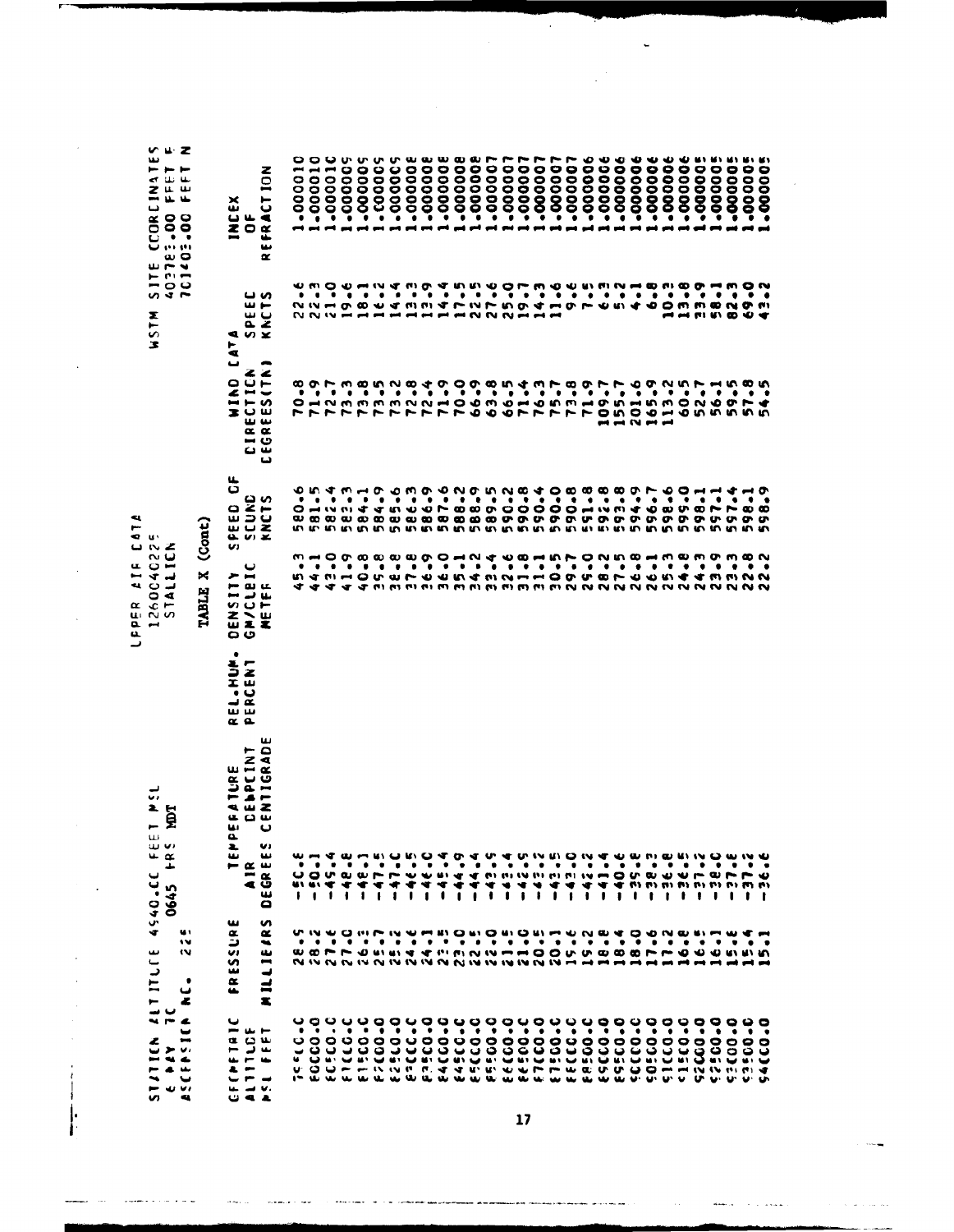STATION ALTITUDE 4940.00 FEET MSL
6 MAY 70 0645 HRS MDT
ASCENSION NO. 225

UPPER AIR DATA
1260040225
STALLION

WSTM SITE COORDINATES
402783.00 FEET E
701403.00 FEET N

TABLE X (Cont)

| GEOMETRIC ALTITUDE MSL FEET | PRESSURE MILLIBARS | TEMPERATURE AIR DEGREES CENTIGRADE | TEMPERATURE DEWPOINT DEGREES CENTIGRADE | REL.HUM. PERCENT | DENSITY GM/CUBIC METER | SPEED OF SOUND KNOTS | WIND DATA DIRECTION DEGREES(TN) | WIND DATA SPEED KNOTS | INDEX OF REFRACTION |
|---|---|---|---|---|---|---|---|---|---|
| 79500.0 | 28.5 | -50.8 | | | 45.3 | 580.6 | 70.8 | 22.6 | 1.000010 |
| 80000.0 | 28.2 | -50.1 | | | 44.1 | 581.5 | 71.9 | 22.3 | 1.000010 |
| 80500.0 | 27.6 | -49.4 | | | 43.0 | 582.4 | 72.7 | 21.0 | 1.000010 |
| 81000.0 | 27.0 | -48.8 | | | 41.9 | 583.3 | 73.3 | 19.6 | 1.000009 |
| 81500.0 | 26.3 | -48.1 | | | 40.8 | 584.1 | 73.8 | 18.1 | 1.000009 |
| 82000.0 | 25.7 | -47.5 | | | 39.8 | 584.9 | 73.5 | 16.2 | 1.000009 |
| 82500.0 | 25.2 | -47.0 | | | 38.8 | 585.6 | 73.2 | 14.4 | 1.000009 |
| 83000.0 | 24.6 | -46.5 | | | 37.8 | 586.3 | 72.8 | 13.3 | 1.000008 |
| 83500.0 | 24.1 | -46.0 | | | 36.9 | 586.9 | 72.4 | 13.9 | 1.000008 |
| 84000.0 | 23.5 | -45.4 | | | 36.0 | 587.6 | 71.9 | 14.4 | 1.000008 |
| 84500.0 | 23.0 | -44.9 | | | 35.1 | 588.2 | 70.0 | 17.5 | 1.000008 |
| 85000.0 | 22.5 | -44.4 | | | 34.2 | 588.9 | 66.9 | 22.5 | 1.000008 |
| 85500.0 | 22.0 | -43.9 | | | 33.4 | 589.5 | 63.8 | 27.6 | 1.000007 |
| 86000.0 | 21.5 | -43.4 | | | 32.6 | 590.2 | 66.5 | 25.0 | 1.000007 |
| 86500.0 | 21.0 | -42.9 | | | 31.8 | 590.8 | 71.4 | 19.7 | 1.000007 |
| 87000.0 | 20.5 | -43.2 | | | 31.1 | 590.4 | 76.3 | 14.3 | 1.000007 |
| 87500.0 | 20.1 | -43.5 | | | 30.5 | 590.0 | 75.7 | 11.6 | 1.000007 |
| 88000.0 | 19.6 | -43.0 | | | 29.7 | 590.8 | 73.8 | 9.6 | 1.000007 |
| 88500.0 | 19.2 | -42.2 | | | 29.0 | 591.8 | 71.9 | 7.5 | 1.000006 |
| 89000.0 | 18.8 | -41.4 | | | 28.2 | 592.8 | 109.7 | 6.3 | 1.000006 |
| 89500.0 | 18.4 | -40.6 | | | 27.5 | 593.8 | 155.7 | 5.2 | 1.000006 |
| 90000.0 | 18.0 | -39.8 | | | 26.8 | 594.9 | 201.6 | 4.1 | 1.000006 |
| 90500.0 | 17.6 | -38.7 | | | 26.1 | 596.7 | 165.9 | 6.8 | 1.000006 |
| 91000.0 | 17.2 | -36.8 | | | 25.3 | 598.6 | 113.2 | 10.3 | 1.000006 |
| 91500.0 | 16.8 | -36.5 | | | 24.8 | 599.0 | 60.5 | 13.8 | 1.000006 |
| 92000.0 | 16.5 | -37.2 | | | 24.3 | 598.1 | 52.7 | 33.9 | 1.000005 |
| 92500.0 | 16.1 | -38.0 | | | 23.9 | 597.1 | 56.1 | 58.1 | 1.000005 |
| 93000.0 | 15.8 | -37.8 | | | 23.3 | 597.4 | 59.5 | 82.3 | 1.000005 |
| 93500.0 | 15.4 | -37.2 | | | 22.8 | 598.1 | 57.8 | 69.0 | 1.000005 |
| 94000.0 | 15.1 | -36.6 | | | 22.2 | 598.9 | 54.5 | 43.2 | 1.000005 |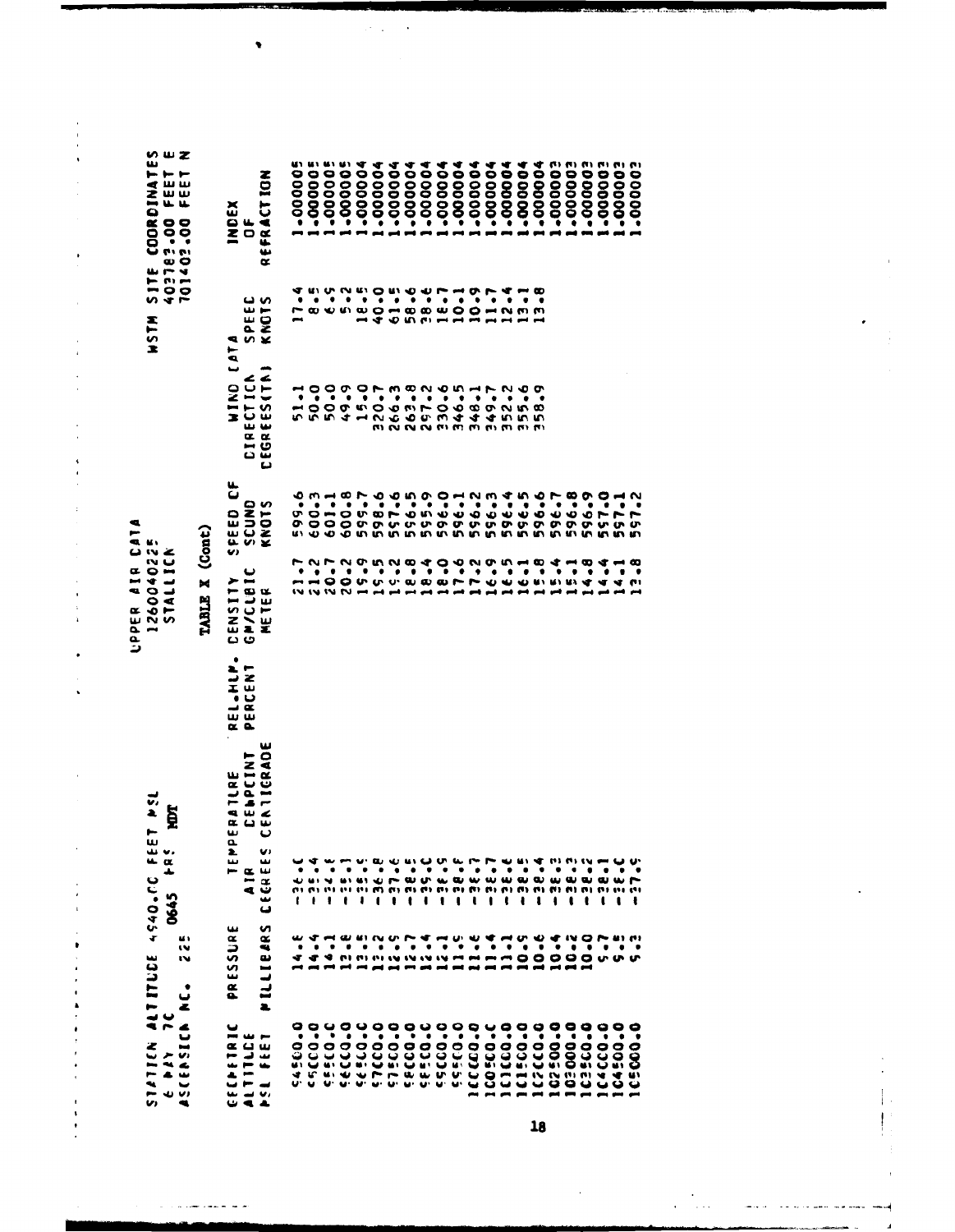UPPER AIR DATA
1260040225
STALLION

STATION ALTITUDE 4940.00 FEET MSL
6 MAY 70 0645 HRS MDT
ASCENSION NO. 225

WSTM SITE COORDINATES
402782.00 FEET E
701402.00 FEET N

TABLE X (Cont)

| GEOMETRIC ALTITUDE MSL FEET | PRESSURE MILLIBARS | TEMPERATURE AIR DEGREES CENTIGRADE | TEMPERATURE DEWPOINT CENTIGRADE | REL.HUM. PERCENT | DENSITY GM/CUBIC METER | SPEED OF SOUND KNOTS | WIND DATA DIRECTION DEGREES(TN) | WIND DATA SPEED KNOTS | INDEX OF REFRACTION |
|---|---|---|---|---|---|---|---|---|---|
| 94500.0 | 14.8 | -36.0 | | | 21.7 | 599.6 | 51.1 | 17.4 | 1.000005 |
| 95000.0 | 14.4 | -35.4 | | | 21.2 | 600.3 | 50.0 | 8.5 | 1.000005 |
| 95500.0 | 14.1 | -34.8 | | | 20.7 | 601.1 | 50.0 | 6.5 | 1.000005 |
| 96000.0 | 13.8 | -35.1 | | | 20.2 | 600.8 | 49.9 | 5.2 | 1.000005 |
| 96500.0 | 13.5 | -35.9 | | | 19.9 | 599.7 | 15.0 | 18.5 | 1.000004 |
| 97000.0 | 13.2 | -36.8 | | | 19.5 | 598.6 | 320.7 | 40.0 | 1.000004 |
| 97500.0 | 12.9 | -37.6 | | | 19.2 | 597.6 | 266.3 | 61.5 | 1.000004 |
| 98000.0 | 12.7 | -38.5 | | | 18.8 | 596.5 | 263.8 | 58.6 | 1.000004 |
| 98500.0 | 12.4 | -39.0 | | | 18.4 | 595.9 | 297.2 | 38.6 | 1.000004 |
| 99000.0 | 12.1 | -38.9 | | | 18.0 | 596.0 | 330.6 | 16.7 | 1.000004 |
| 99500.0 | 11.9 | -38.8 | | | 17.6 | 596.1 | 346.5 | 10.1 | 1.000004 |
| 100000.0 | 11.6 | -38.7 | | | 17.2 | 596.2 | 348.1 | 10.9 | 1.000004 |
| 100500.0 | 11.4 | -38.7 | | | 16.9 | 596.3 | 349.7 | 11.7 | 1.000004 |
| 101000.0 | 11.1 | -38.6 | | | 16.5 | 596.4 | 352.2 | 12.4 | 1.000004 |
| 101500.0 | 10.9 | -38.5 | | | 16.1 | 596.5 | 355.6 | 13.1 | 1.000004 |
| 102000.0 | 10.6 | -38.4 | | | 15.8 | 596.6 | 358.9 | 13.8 | 1.000004 |
| 102500.0 | 10.4 | -38.3 | | | 15.4 | 596.7 | | | 1.000003 |
| 103000.0 | 10.2 | -38.3 | | | 15.1 | 596.8 | | | 1.000003 |
| 103500.0 | 10.0 | -38.2 | | | 14.8 | 596.9 | | | 1.000003 |
| 104000.0 | 9.7 | -38.1 | | | 14.4 | 597.0 | | | 1.000003 |
| 104500.0 | 9.5 | -38.0 | | | 14.1 | 597.1 | | | 1.000003 |
| 105000.0 | 9.3 | -37.9 | | | 13.8 | 597.2 | | | 1.000003 |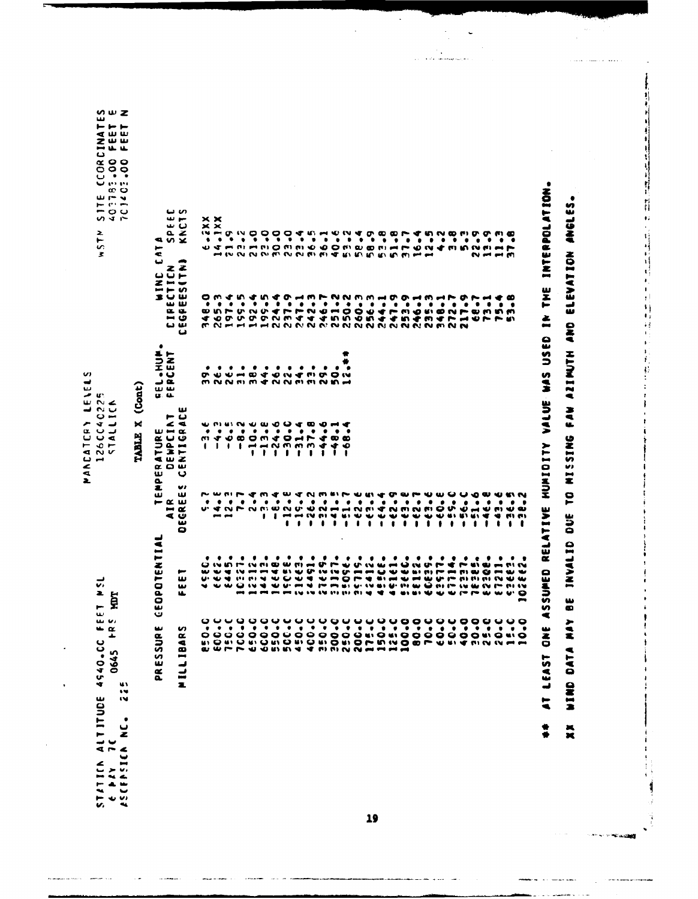STATION ALTITUDE 4940.00 FEET MSL
6 MAY 70 0645 HRS MDT
ASCENSION NO. 225

MANDATORY LEVELS
126004022S
STALLION

WSTM SITE COORDINATES
407783.00 FEET E
701403.00 FEET N

TABLE X (Cont)

| PRESSURE | GEOPOTENTIAL | TEMPERATURE | | REL.HUM. | WIND DATA | |
|---|---|---|---|---|---|---|
| | | AIR | DEWPOINT | | DIRECTION | SPEED |
| MILLIBARS | FEET | DEGREES CENTIGRADE | | PERCENT | DEGREES(TN) | KNOTS |
| 850.0 | 4980. | 9.7 | -3.6 | 39. | 348.0 | 6.2XX |
| 800.0 | 6662. | 14.8 | -4.3 | 26. | 265.3 | 14.1XX |
| 750.0 | 8445. | 12.3 | -6.5 | 26. | 197.4 | 21.9 |
| 700.0 | 10327. | 7.7 | -8.2 | 31. | 199.5 | 23.2 |
| 650.0 | 12312. | 2.4 | -10.6 | 38. | 192.4 | 21.0 |
| 600.0 | 14413. | -3.3 | -13.8 | 44. | 199.5 | 23.0 |
| 550.0 | 16648. | -8.4 | -24.6 | 26. | 224.4 | 30.0 |
| 500.0 | 19038. | -12.8 | -30.0 | 22. | 237.9 | 23.0 |
| 450.0 | 21663. | -19.4 | -31.4 | 34. | 247.1 | 23.4 |
| 400.0 | 24491. | -26.2 | -37.8 | 33. | 242.3 | 36.5 |
| 350.0 | 27629. | -32.3 | -44.6 | 29. | 246.7 | 36.1 |
| 300.0 | 31127. | -41.9 | -48.1 | 50. | 251.2 | 40.6 |
| 250.0 | 35096. | -51.7 | -68.4 | 12.** | 250.2 | 53.2 |
| 200.0 | 39719. | -62.6 | | | 260.3 | 58.4 |
| 175.0 | 42412. | -63.5 | | | 256.3 | 58.9 |
| 150.0 | 45808. | -64.4 | | | 244.1 | 53.8 |
| 125.0 | 49161. | -62.9 | | | 247.9 | 51.8 |
| 100.0 | 53660. | -63.8 | | | 253.9 | 37.7 |
| 80.0 | 58182. | -62.7 | | | 246.1 | 16.4 |
| 70.0 | 60829. | -63.6 | | | 235.3 | 12.5 |
| 60.0 | 63977. | -60.8 | | | 348.1 | 4.2 |
| 50.0 | 67714. | -59.0 | | | 272.7 | 3.8 |
| 40.0 | 72337. | -56.0 | | | 217.9 | 5.3 |
| 30.0 | 78385. | -51.6 | | | 68.7 | 22.9 |
| 25.0 | 82208. | -46.8 | | | 73.1 | 13.9 |
| 20.0 | 87211. | -43.6 | | | 75.4 | 11.3 |
| 15.0 | 93682. | -36.5 | | | 53.8 | 37.8 |
| 10.0 | 102682. | -38.2 | | | | |

\*\* AT LEAST ONE ASSUMED RELATIVE HUMIDITY VALUE WAS USED IN THE INTERPOLATION.

XX WIND DATA MAY BE INVALID DUE TO MISSING FAW AZIMUTH AND ELEVATION ANGLES.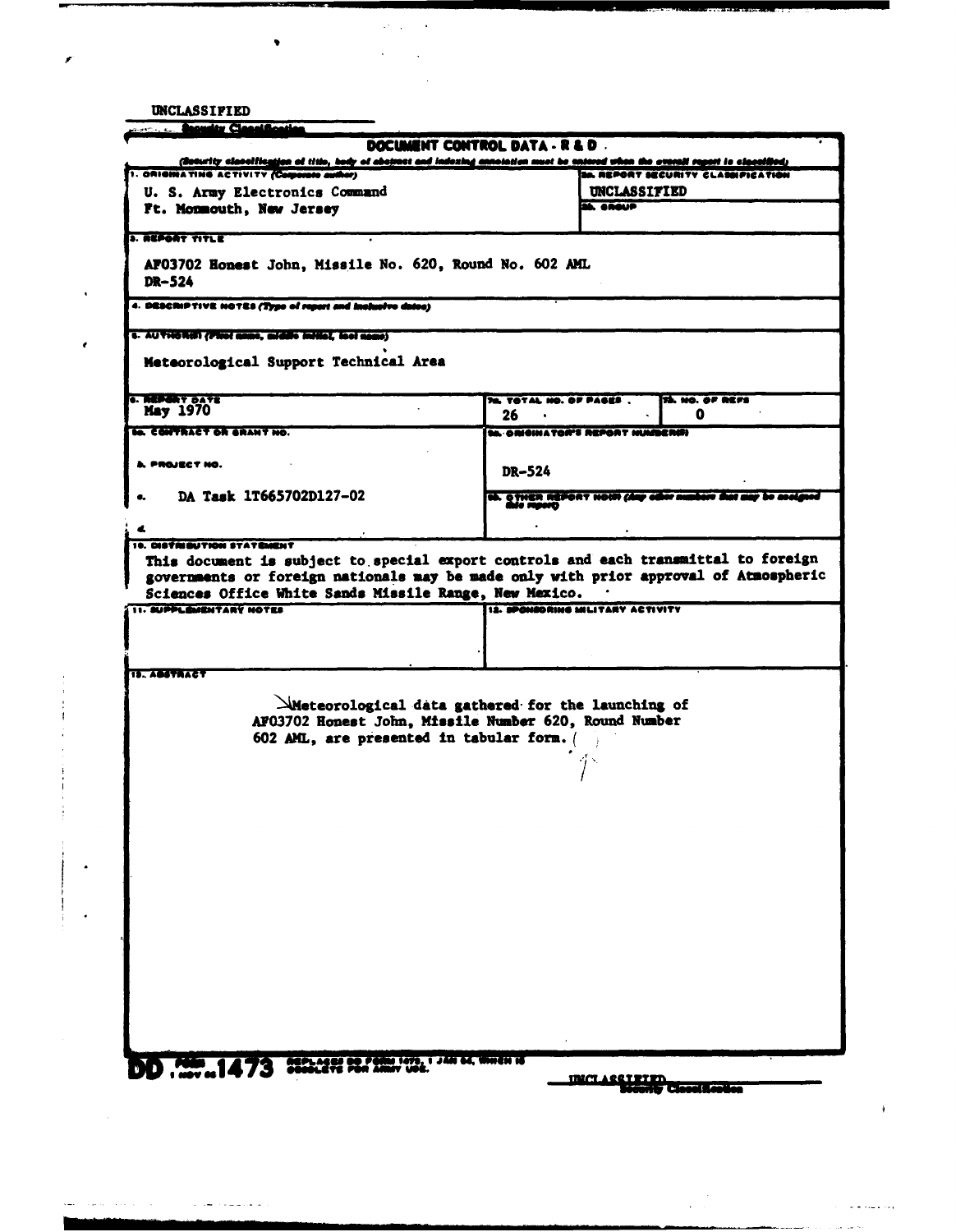UNCLASSIFIED

Security Classification

**DOCUMENT CONTROL DATA - R & D**

(Security classification of title, body of abstract and indexing annotation must be entered when the overall report is classified)

| | |
|---|---|
| 1. ORIGINATING ACTIVITY (Corporate author)<br>U. S. Army Electronics Command<br>Ft. Monmouth, New Jersey | 2a. REPORT SECURITY CLASSIFICATION<br>UNCLASSIFIED<br>2b. GROUP |

3. REPORT TITLE

AF03702 Honest John, Missile No. 620, Round No. 602 AML
DR-524

4. DESCRIPTIVE NOTES (Type of report and inclusive dates)

5. AUTHOR(S) (First name, middle initial, last name)

Meteorological Support Technical Area

| 6. REPORT DATE | 7a. TOTAL NO. OF PAGES | 7b. NO. OF REFS |
|---|---|---|
| May 1970 | 26 | 0 |

| | |
|---|---|
| 8a. CONTRACT OR GRANT NO. | 9a. ORIGINATOR'S REPORT NUMBER(S)<br>DR-524 |
| b. PROJECT NO. | |
| c. DA Task 1T665702D127-02 | 9b. OTHER REPORT NO(S) (Any other numbers that may be assigned this report) |
| d. | |

10. DISTRIBUTION STATEMENT

This document is subject to special export controls and each transmittal to foreign governments or foreign nationals may be made only with prior approval of Atmospheric Sciences Office White Sands Missile Range, New Mexico.

| 11. SUPPLEMENTARY NOTES | 12. SPONSORING MILITARY ACTIVITY |
|---|---|
| | |

13. ABSTRACT

Meteorological data gathered for the launching of AF03702 Honest John, Missile Number 620, Round Number 602 AML, are presented in tabular form. ( )

DD FORM 1 NOV 65 1473 REPLACES DD FORM 1473, 1 JAN 64, WHICH IS OBSOLETE FOR ARMY USE.

UNCLASSIFIED
Security Classification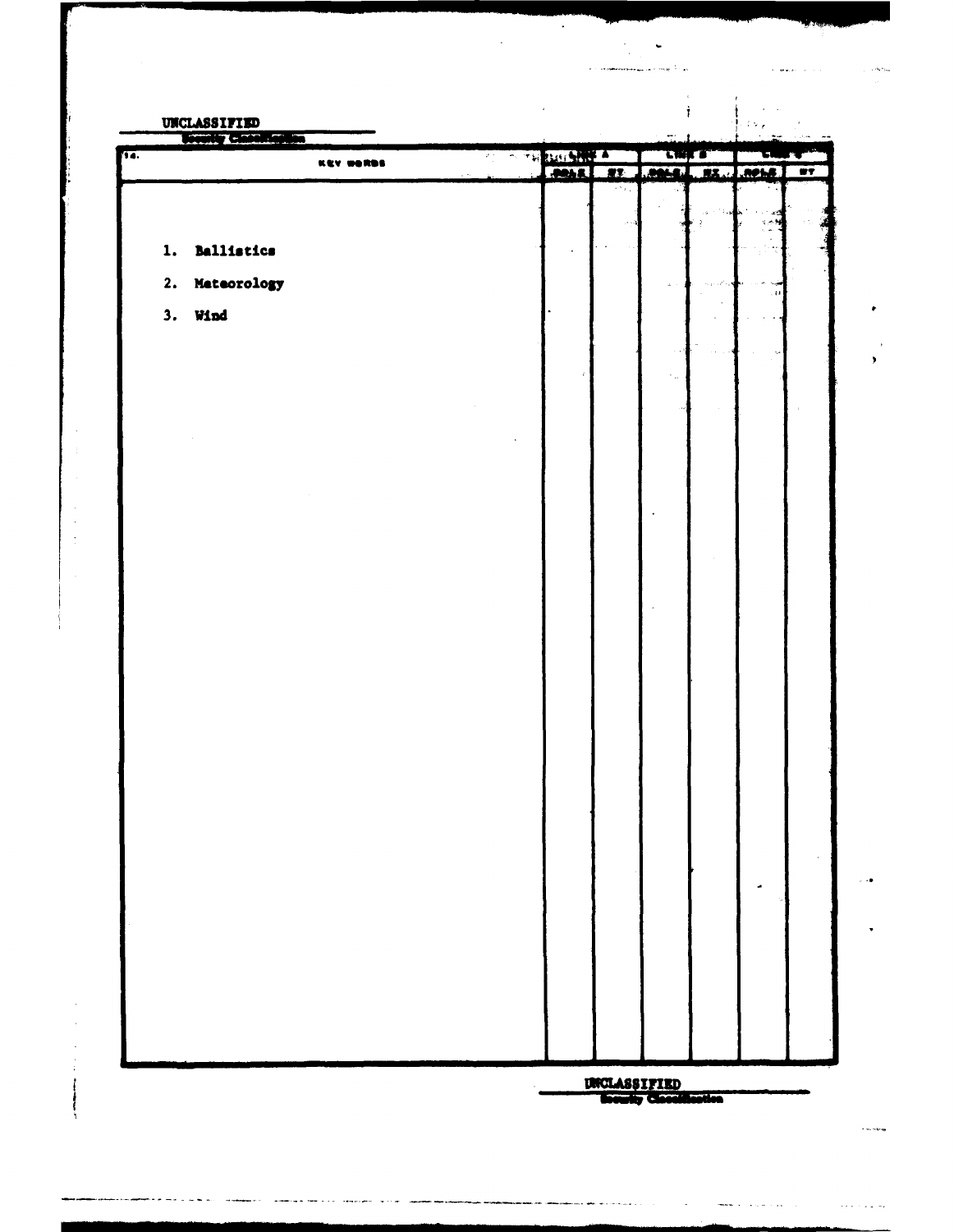UNCLASSIFIED

Security Classification

| 14. KEY WORDS | LINK A | | LINK B | | LINK C | |
|---|---|---|---|---|---|---|
| | ROLE | WT | ROLE | WT | ROLE | WT |
| 1. Ballistics | | | | | | |
| 2. Meteorology | | | | | | |
| 3. Wind | | | | | | |

UNCLASSIFIED

Security Classification